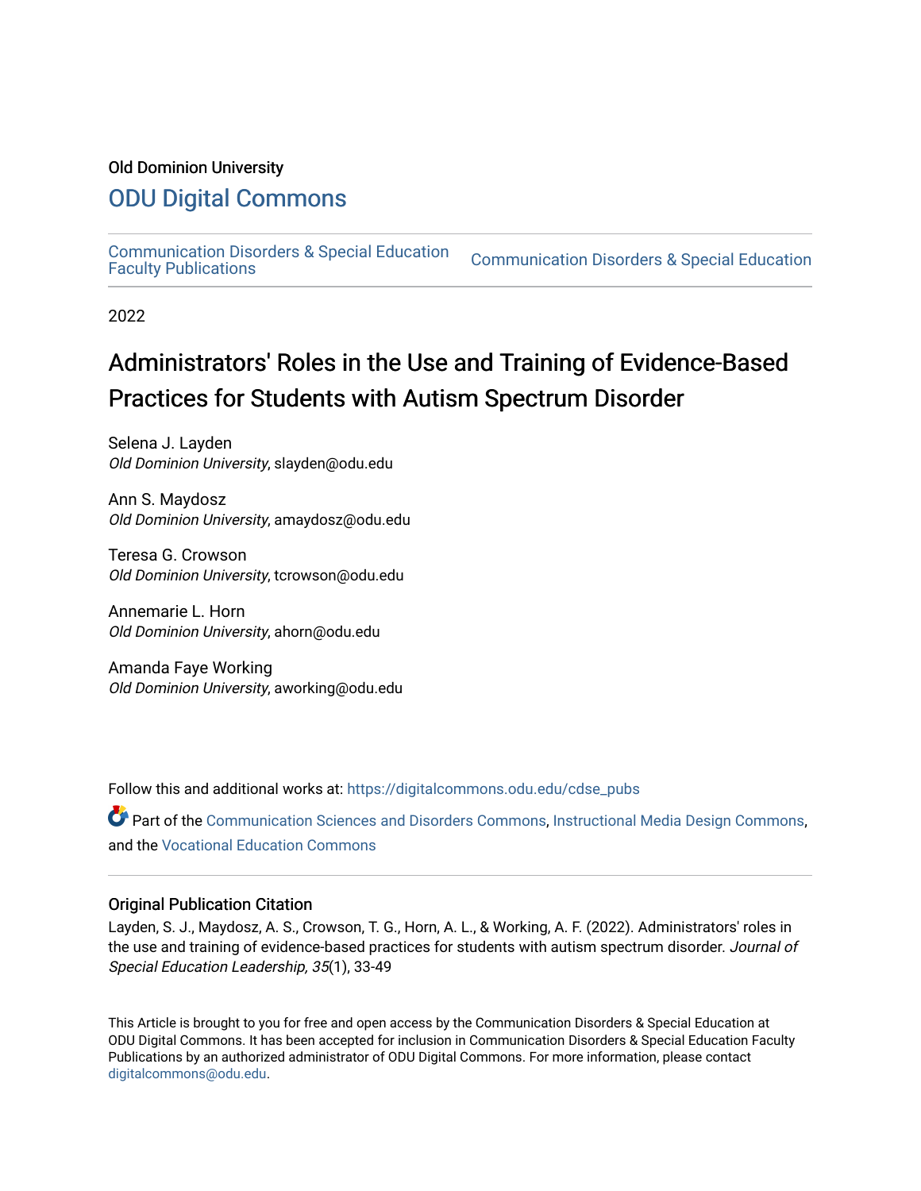Old Dominion University

# ODU Digital Commons

Communication Disorders & Special Education Faculty Publications | Communication Disorders & Special Education

2022

# Administrators' Roles in the Use and Training of Evidence-Based Practices for Students with Autism Spectrum Disorder

Selena J. Layden
*Old Dominion University*, slayden@odu.edu

Ann S. Maydosz
*Old Dominion University*, amaydosz@odu.edu

Teresa G. Crowson
*Old Dominion University*, tcrowson@odu.edu

Annemarie L. Horn
*Old Dominion University*, ahorn@odu.edu

Amanda Faye Working
*Old Dominion University*, aworking@odu.edu

Follow this and additional works at: https://digitalcommons.odu.edu/cdse_pubs

Part of the Communication Sciences and Disorders Commons, Instructional Media Design Commons, and the Vocational Education Commons

## Original Publication Citation

Layden, S. J., Maydosz, A. S., Crowson, T. G., Horn, A. L., & Working, A. F. (2022). Administrators' roles in the use and training of evidence-based practices for students with autism spectrum disorder. *Journal of Special Education Leadership, 35*(1), 33-49

This Article is brought to you for free and open access by the Communication Disorders & Special Education at ODU Digital Commons. It has been accepted for inclusion in Communication Disorders & Special Education Faculty Publications by an authorized administrator of ODU Digital Commons. For more information, please contact digitalcommons@odu.edu.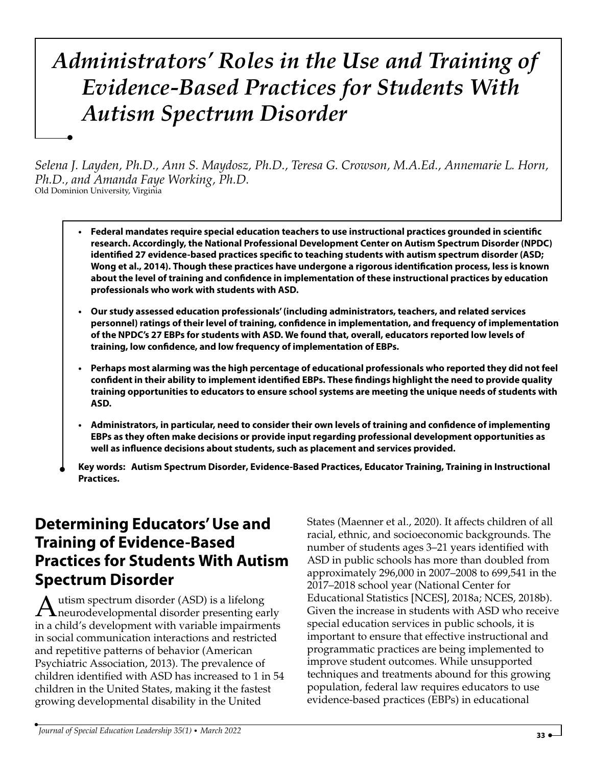# Administrators' Roles in the Use and Training of Evidence-Based Practices for Students With Autism Spectrum Disorder

*Selena J. Layden, Ph.D., Ann S. Maydosz, Ph.D., Teresa G. Crowson, M.A.Ed., Annemarie L. Horn, Ph.D., and Amanda Faye Working, Ph.D.*
Old Dominion University, Virginia

- **Federal mandates require special education teachers to use instructional practices grounded in scientific research. Accordingly, the National Professional Development Center on Autism Spectrum Disorder (NPDC) identified 27 evidence-based practices specific to teaching students with autism spectrum disorder (ASD; Wong et al., 2014). Though these practices have undergone a rigorous identification process, less is known about the level of training and confidence in implementation of these instructional practices by education professionals who work with students with ASD.**
- **Our study assessed education professionals' (including administrators, teachers, and related services personnel) ratings of their level of training, confidence in implementation, and frequency of implementation of the NPDC's 27 EBPs for students with ASD. We found that, overall, educators reported low levels of training, low confidence, and low frequency of implementation of EBPs.**
- **Perhaps most alarming was the high percentage of educational professionals who reported they did not feel confident in their ability to implement identified EBPs. These findings highlight the need to provide quality training opportunities to educators to ensure school systems are meeting the unique needs of students with ASD.**
- **Administrators, in particular, need to consider their own levels of training and confidence of implementing EBPs as they often make decisions or provide input regarding professional development opportunities as well as influence decisions about students, such as placement and services provided.**

**Key words: Autism Spectrum Disorder, Evidence-Based Practices, Educator Training, Training in Instructional Practices.**

## Determining Educators' Use and Training of Evidence-Based Practices for Students With Autism Spectrum Disorder

Autism spectrum disorder (ASD) is a lifelong neurodevelopmental disorder presenting early in a child's development with variable impairments in social communication interactions and restricted and repetitive patterns of behavior (American Psychiatric Association, 2013). The prevalence of children identified with ASD has increased to 1 in 54 children in the United States, making it the fastest growing developmental disability in the United States (Maenner et al., 2020). It affects children of all racial, ethnic, and socioeconomic backgrounds. The number of students ages 3–21 years identified with ASD in public schools has more than doubled from approximately 296,000 in 2007–2008 to 699,541 in the 2017–2018 school year (National Center for Educational Statistics [NCES], 2018a; NCES, 2018b). Given the increase in students with ASD who receive special education services in public schools, it is important to ensure that effective instructional and programmatic practices are being implemented to improve student outcomes. While unsupported techniques and treatments abound for this growing population, federal law requires educators to use evidence-based practices (EBPs) in educational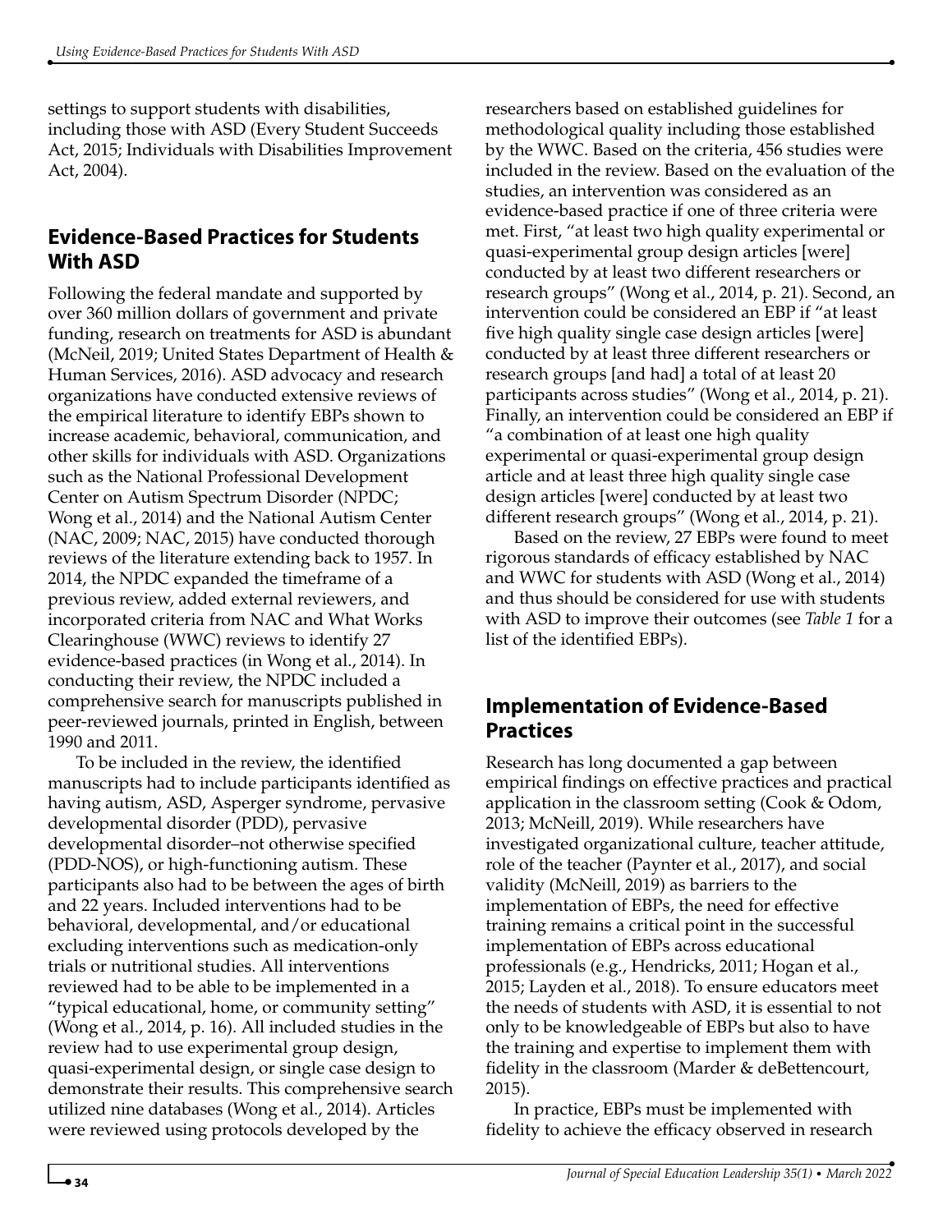settings to support students with disabilities, including those with ASD (Every Student Succeeds Act, 2015; Individuals with Disabilities Improvement Act, 2004).

## Evidence-Based Practices for Students With ASD

Following the federal mandate and supported by over 360 million dollars of government and private funding, research on treatments for ASD is abundant (McNeil, 2019; United States Department of Health & Human Services, 2016). ASD advocacy and research organizations have conducted extensive reviews of the empirical literature to identify EBPs shown to increase academic, behavioral, communication, and other skills for individuals with ASD. Organizations such as the National Professional Development Center on Autism Spectrum Disorder (NPDC; Wong et al., 2014) and the National Autism Center (NAC, 2009; NAC, 2015) have conducted thorough reviews of the literature extending back to 1957. In 2014, the NPDC expanded the timeframe of a previous review, added external reviewers, and incorporated criteria from NAC and What Works Clearinghouse (WWC) reviews to identify 27 evidence-based practices (in Wong et al., 2014). In conducting their review, the NPDC included a comprehensive search for manuscripts published in peer-reviewed journals, printed in English, between 1990 and 2011.

To be included in the review, the identified manuscripts had to include participants identified as having autism, ASD, Asperger syndrome, pervasive developmental disorder (PDD), pervasive developmental disorder–not otherwise specified (PDD-NOS), or high-functioning autism. These participants also had to be between the ages of birth and 22 years. Included interventions had to be behavioral, developmental, and/or educational excluding interventions such as medication-only trials or nutritional studies. All interventions reviewed had to be able to be implemented in a "typical educational, home, or community setting" (Wong et al., 2014, p. 16). All included studies in the review had to use experimental group design, quasi-experimental design, or single case design to demonstrate their results. This comprehensive search utilized nine databases (Wong et al., 2014). Articles were reviewed using protocols developed by the researchers based on established guidelines for methodological quality including those established by the WWC. Based on the criteria, 456 studies were included in the review. Based on the evaluation of the studies, an intervention was considered as an evidence-based practice if one of three criteria were met. First, "at least two high quality experimental or quasi-experimental group design articles [were] conducted by at least two different researchers or research groups" (Wong et al., 2014, p. 21). Second, an intervention could be considered an EBP if "at least five high quality single case design articles [were] conducted by at least three different researchers or research groups [and had] a total of at least 20 participants across studies" (Wong et al., 2014, p. 21). Finally, an intervention could be considered an EBP if "a combination of at least one high quality experimental or quasi-experimental group design article and at least three high quality single case design articles [were] conducted by at least two different research groups" (Wong et al., 2014, p. 21).

Based on the review, 27 EBPs were found to meet rigorous standards of efficacy established by NAC and WWC for students with ASD (Wong et al., 2014) and thus should be considered for use with students with ASD to improve their outcomes (see *Table 1* for a list of the identified EBPs).

## Implementation of Evidence-Based Practices

Research has long documented a gap between empirical findings on effective practices and practical application in the classroom setting (Cook & Odom, 2013; McNeill, 2019). While researchers have investigated organizational culture, teacher attitude, role of the teacher (Paynter et al., 2017), and social validity (McNeill, 2019) as barriers to the implementation of EBPs, the need for effective training remains a critical point in the successful implementation of EBPs across educational professionals (e.g., Hendricks, 2011; Hogan et al., 2015; Layden et al., 2018). To ensure educators meet the needs of students with ASD, it is essential to not only to be knowledgeable of EBPs but also to have the training and expertise to implement them with fidelity in the classroom (Marder & deBettencourt, 2015).

In practice, EBPs must be implemented with fidelity to achieve the efficacy observed in research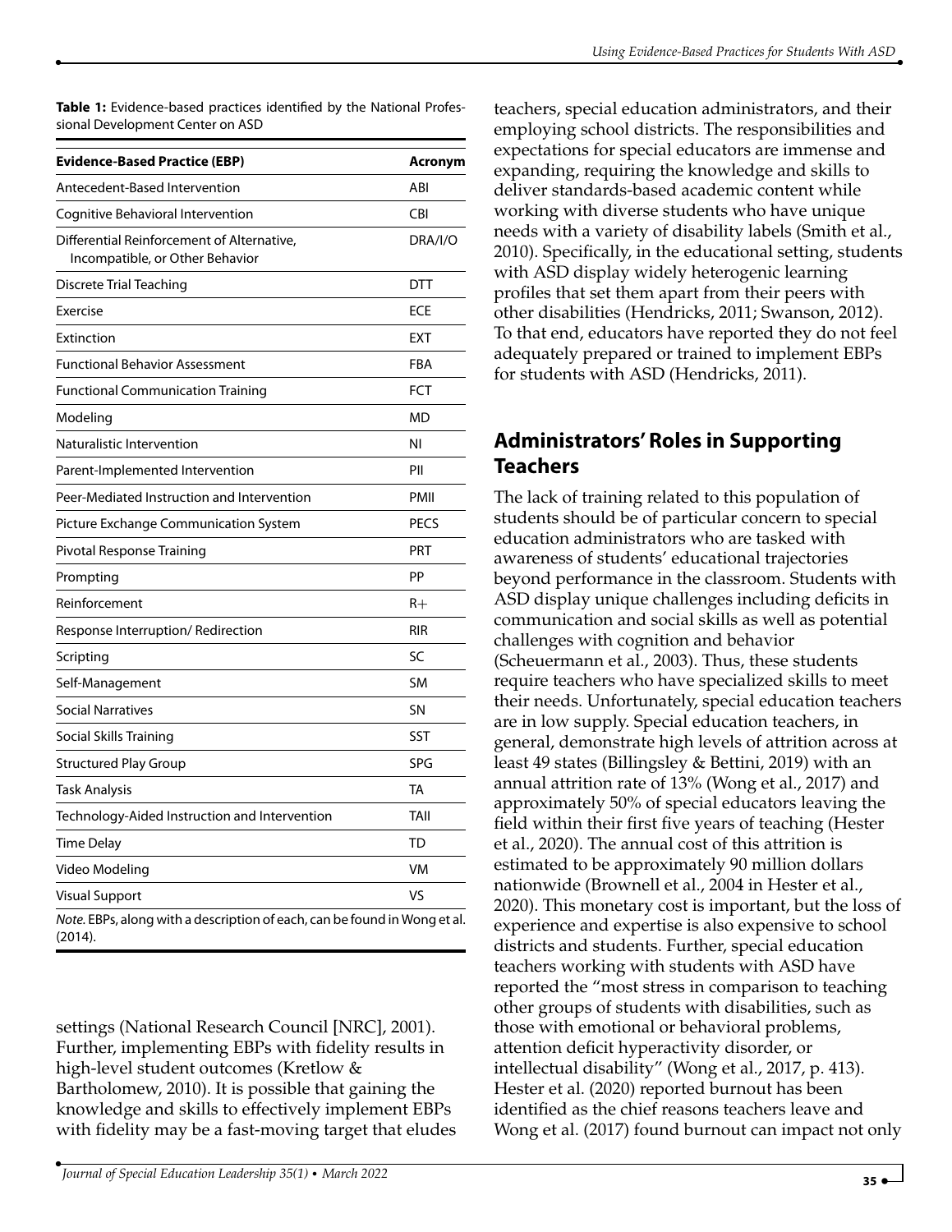**Table 1:** Evidence-based practices identified by the National Professional Development Center on ASD

| Evidence-Based Practice (EBP) | Acronym |
|---|---|
| Antecedent-Based Intervention | ABI |
| Cognitive Behavioral Intervention | CBI |
| Differential Reinforcement of Alternative, Incompatible, or Other Behavior | DRA/I/O |
| Discrete Trial Teaching | DTT |
| Exercise | ECE |
| Extinction | EXT |
| Functional Behavior Assessment | FBA |
| Functional Communication Training | FCT |
| Modeling | MD |
| Naturalistic Intervention | NI |
| Parent-Implemented Intervention | PII |
| Peer-Mediated Instruction and Intervention | PMII |
| Picture Exchange Communication System | PECS |
| Pivotal Response Training | PRT |
| Prompting | PP |
| Reinforcement | R+ |
| Response Interruption/ Redirection | RIR |
| Scripting | SC |
| Self-Management | SM |
| Social Narratives | SN |
| Social Skills Training | SST |
| Structured Play Group | SPG |
| Task Analysis | TA |
| Technology-Aided Instruction and Intervention | TAII |
| Time Delay | TD |
| Video Modeling | VM |
| Visual Support | VS |

*Note.* EBPs, along with a description of each, can be found in Wong et al. (2014).

settings (National Research Council [NRC], 2001). Further, implementing EBPs with fidelity results in high-level student outcomes (Kretlow & Bartholomew, 2010). It is possible that gaining the knowledge and skills to effectively implement EBPs with fidelity may be a fast-moving target that eludes teachers, special education administrators, and their employing school districts. The responsibilities and expectations for special educators are immense and expanding, requiring the knowledge and skills to deliver standards-based academic content while working with diverse students who have unique needs with a variety of disability labels (Smith et al., 2010). Specifically, in the educational setting, students with ASD display widely heterogenic learning profiles that set them apart from their peers with other disabilities (Hendricks, 2011; Swanson, 2012). To that end, educators have reported they do not feel adequately prepared or trained to implement EBPs for students with ASD (Hendricks, 2011).

## Administrators' Roles in Supporting Teachers

The lack of training related to this population of students should be of particular concern to special education administrators who are tasked with awareness of students' educational trajectories beyond performance in the classroom. Students with ASD display unique challenges including deficits in communication and social skills as well as potential challenges with cognition and behavior (Scheuermann et al., 2003). Thus, these students require teachers who have specialized skills to meet their needs. Unfortunately, special education teachers are in low supply. Special education teachers, in general, demonstrate high levels of attrition across at least 49 states (Billingsley & Bettini, 2019) with an annual attrition rate of 13% (Wong et al., 2017) and approximately 50% of special educators leaving the field within their first five years of teaching (Hester et al., 2020). The annual cost of this attrition is estimated to be approximately 90 million dollars nationwide (Brownell et al., 2004 in Hester et al., 2020). This monetary cost is important, but the loss of experience and expertise is also expensive to school districts and students. Further, special education teachers working with students with ASD have reported the "most stress in comparison to teaching other groups of students with disabilities, such as those with emotional or behavioral problems, attention deficit hyperactivity disorder, or intellectual disability" (Wong et al., 2017, p. 413). Hester et al. (2020) reported burnout has been identified as the chief reasons teachers leave and Wong et al. (2017) found burnout can impact not only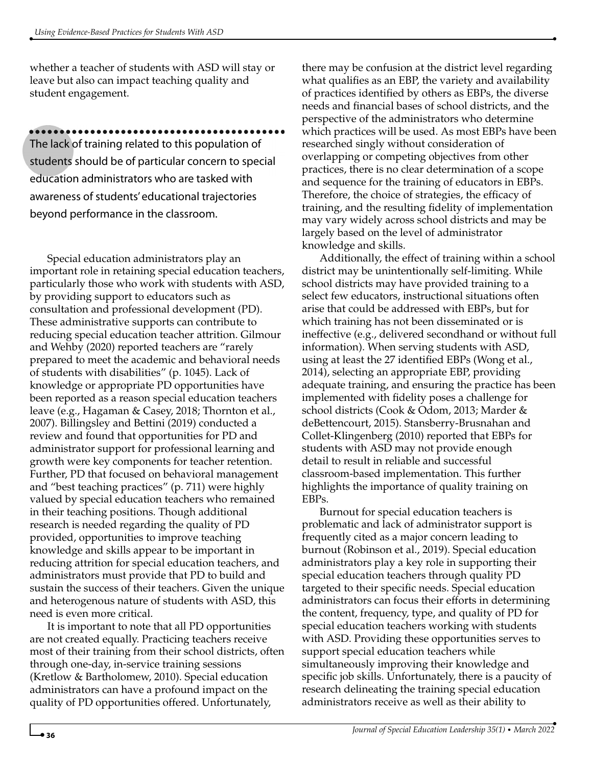whether a teacher of students with ASD will stay or leave but also can impact teaching quality and student engagement.

> The lack of training related to this population of students should be of particular concern to special education administrators who are tasked with awareness of students' educational trajectories beyond performance in the classroom.

Special education administrators play an important role in retaining special education teachers, particularly those who work with students with ASD, by providing support to educators such as consultation and professional development (PD). These administrative supports can contribute to reducing special education teacher attrition. Gilmour and Wehby (2020) reported teachers are "rarely prepared to meet the academic and behavioral needs of students with disabilities" (p. 1045). Lack of knowledge or appropriate PD opportunities have been reported as a reason special education teachers leave (e.g., Hagaman & Casey, 2018; Thornton et al., 2007). Billingsley and Bettini (2019) conducted a review and found that opportunities for PD and administrator support for professional learning and growth were key components for teacher retention. Further, PD that focused on behavioral management and "best teaching practices" (p. 711) were highly valued by special education teachers who remained in their teaching positions. Though additional research is needed regarding the quality of PD provided, opportunities to improve teaching knowledge and skills appear to be important in reducing attrition for special education teachers, and administrators must provide that PD to build and sustain the success of their teachers. Given the unique and heterogenous nature of students with ASD, this need is even more critical.

It is important to note that all PD opportunities are not created equally. Practicing teachers receive most of their training from their school districts, often through one-day, in-service training sessions (Kretlow & Bartholomew, 2010). Special education administrators can have a profound impact on the quality of PD opportunities offered. Unfortunately, there may be confusion at the district level regarding what qualifies as an EBP, the variety and availability of practices identified by others as EBPs, the diverse needs and financial bases of school districts, and the perspective of the administrators who determine which practices will be used. As most EBPs have been researched singly without consideration of overlapping or competing objectives from other practices, there is no clear determination of a scope and sequence for the training of educators in EBPs. Therefore, the choice of strategies, the efficacy of training, and the resulting fidelity of implementation may vary widely across school districts and may be largely based on the level of administrator knowledge and skills.

Additionally, the effect of training within a school district may be unintentionally self-limiting. While school districts may have provided training to a select few educators, instructional situations often arise that could be addressed with EBPs, but for which training has not been disseminated or is ineffective (e.g., delivered secondhand or without full information). When serving students with ASD, using at least the 27 identified EBPs (Wong et al., 2014), selecting an appropriate EBP, providing adequate training, and ensuring the practice has been implemented with fidelity poses a challenge for school districts (Cook & Odom, 2013; Marder & deBettencourt, 2015). Stansberry-Brusnahan and Collet-Klingenberg (2010) reported that EBPs for students with ASD may not provide enough detail to result in reliable and successful classroom-based implementation. This further highlights the importance of quality training on EBPs.

Burnout for special education teachers is problematic and lack of administrator support is frequently cited as a major concern leading to burnout (Robinson et al., 2019). Special education administrators play a key role in supporting their special education teachers through quality PD targeted to their specific needs. Special education administrators can focus their efforts in determining the content, frequency, type, and quality of PD for special education teachers working with students with ASD. Providing these opportunities serves to support special education teachers while simultaneously improving their knowledge and specific job skills. Unfortunately, there is a paucity of research delineating the training special education administrators receive as well as their ability to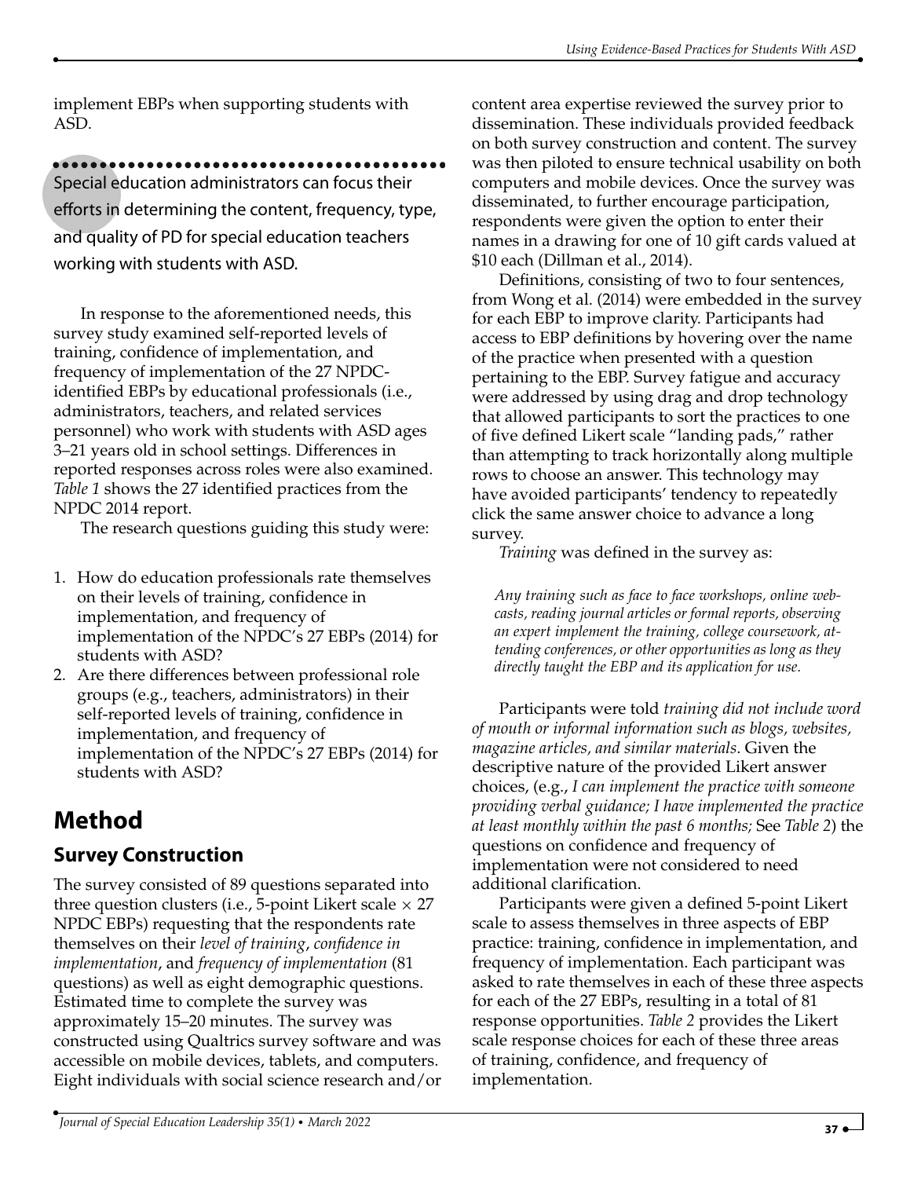implement EBPs when supporting students with ASD.

Special education administrators can focus their efforts in determining the content, frequency, type, and quality of PD for special education teachers working with students with ASD.

In response to the aforementioned needs, this survey study examined self-reported levels of training, confidence of implementation, and frequency of implementation of the 27 NPDC-identified EBPs by educational professionals (i.e., administrators, teachers, and related services personnel) who work with students with ASD ages 3–21 years old in school settings. Differences in reported responses across roles were also examined. *Table 1* shows the 27 identified practices from the NPDC 2014 report.

The research questions guiding this study were:

1. How do education professionals rate themselves on their levels of training, confidence in implementation, and frequency of implementation of the NPDC's 27 EBPs (2014) for students with ASD?
2. Are there differences between professional role groups (e.g., teachers, administrators) in their self-reported levels of training, confidence in implementation, and frequency of implementation of the NPDC's 27 EBPs (2014) for students with ASD?

# Method

## Survey Construction

The survey consisted of 89 questions separated into three question clusters (i.e., 5-point Likert scale × 27 NPDC EBPs) requesting that the respondents rate themselves on their *level of training*, *confidence in implementation*, and *frequency of implementation* (81 questions) as well as eight demographic questions. Estimated time to complete the survey was approximately 15–20 minutes. The survey was constructed using Qualtrics survey software and was accessible on mobile devices, tablets, and computers. Eight individuals with social science research and/or content area expertise reviewed the survey prior to dissemination. These individuals provided feedback on both survey construction and content. The survey was then piloted to ensure technical usability on both computers and mobile devices. Once the survey was disseminated, to further encourage participation, respondents were given the option to enter their names in a drawing for one of 10 gift cards valued at \$10 each (Dillman et al., 2014).

Definitions, consisting of two to four sentences, from Wong et al. (2014) were embedded in the survey for each EBP to improve clarity. Participants had access to EBP definitions by hovering over the name of the practice when presented with a question pertaining to the EBP. Survey fatigue and accuracy were addressed by using drag and drop technology that allowed participants to sort the practices to one of five defined Likert scale "landing pads," rather than attempting to track horizontally along multiple rows to choose an answer. This technology may have avoided participants' tendency to repeatedly click the same answer choice to advance a long survey.

*Training* was defined in the survey as:

> *Any training such as face to face workshops, online webcasts, reading journal articles or formal reports, observing an expert implement the training, college coursework, attending conferences, or other opportunities as long as they directly taught the EBP and its application for use.*

Participants were told *training did not include word of mouth or informal information such as blogs, websites, magazine articles, and similar materials*. Given the descriptive nature of the provided Likert answer choices, (e.g., *I can implement the practice with someone providing verbal guidance; I have implemented the practice at least monthly within the past 6 months;* See *Table 2*) the questions on confidence and frequency of implementation were not considered to need additional clarification.

Participants were given a defined 5-point Likert scale to assess themselves in three aspects of EBP practice: training, confidence in implementation, and frequency of implementation. Each participant was asked to rate themselves in each of these three aspects for each of the 27 EBPs, resulting in a total of 81 response opportunities. *Table 2* provides the Likert scale response choices for each of these three areas of training, confidence, and frequency of implementation.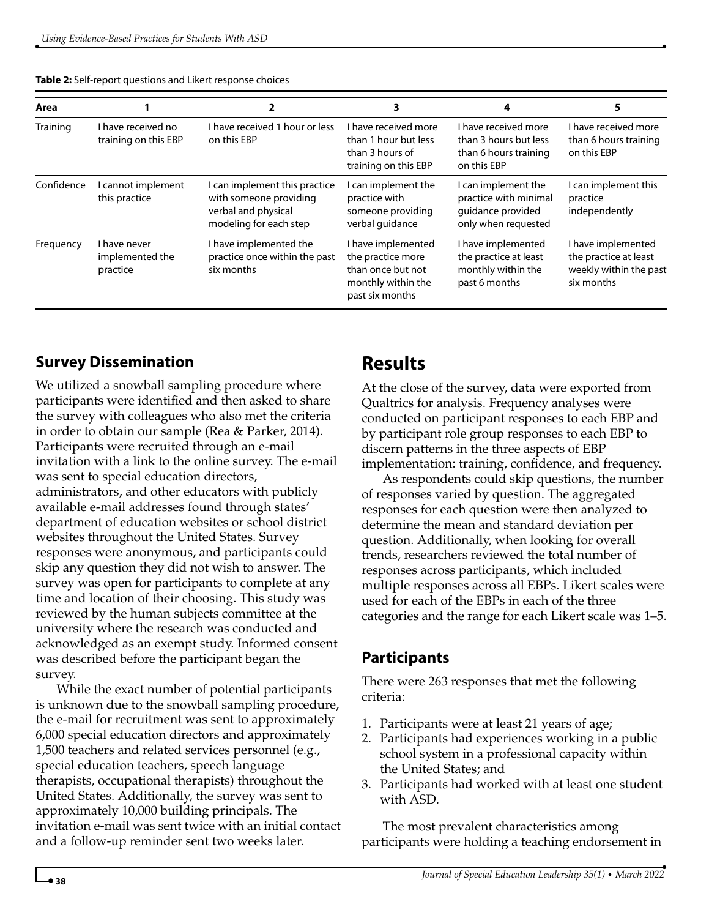**Table 2:** Self-report questions and Likert response choices

| Area | 1 | 2 | 3 | 4 | 5 |
|---|---|---|---|---|---|
| Training | I have received no training on this EBP | I have received 1 hour or less on this EBP | I have received more than 1 hour but less than 3 hours of training on this EBP | I have received more than 3 hours but less than 6 hours training on this EBP | I have received more than 6 hours training on this EBP |
| Confidence | I cannot implement this practice | I can implement this practice with someone providing verbal and physical modeling for each step | I can implement the practice with someone providing verbal guidance | I can implement the practice with minimal guidance provided only when requested | I can implement this practice independently |
| Frequency | I have never implemented the practice | I have implemented the practice once within the past six months | I have implemented the practice more than once but not monthly within the past six months | I have implemented the practice at least monthly within the past 6 months | I have implemented the practice at least weekly within the past six months |

## Survey Dissemination

We utilized a snowball sampling procedure where participants were identified and then asked to share the survey with colleagues who also met the criteria in order to obtain our sample (Rea & Parker, 2014). Participants were recruited through an e-mail invitation with a link to the online survey. The e-mail was sent to special education directors, administrators, and other educators with publicly available e-mail addresses found through states' department of education websites or school district websites throughout the United States. Survey responses were anonymous, and participants could skip any question they did not wish to answer. The survey was open for participants to complete at any time and location of their choosing. This study was reviewed by the human subjects committee at the university where the research was conducted and acknowledged as an exempt study. Informed consent was described before the participant began the survey.

While the exact number of potential participants is unknown due to the snowball sampling procedure, the e-mail for recruitment was sent to approximately 6,000 special education directors and approximately 1,500 teachers and related services personnel (e.g., special education teachers, speech language therapists, occupational therapists) throughout the United States. Additionally, the survey was sent to approximately 10,000 building principals. The invitation e-mail was sent twice with an initial contact and a follow-up reminder sent two weeks later.

# Results

At the close of the survey, data were exported from Qualtrics for analysis. Frequency analyses were conducted on participant responses to each EBP and by participant role group responses to each EBP to discern patterns in the three aspects of EBP implementation: training, confidence, and frequency.

As respondents could skip questions, the number of responses varied by question. The aggregated responses for each question were then analyzed to determine the mean and standard deviation per question. Additionally, when looking for overall trends, researchers reviewed the total number of responses across participants, which included multiple responses across all EBPs. Likert scales were used for each of the EBPs in each of the three categories and the range for each Likert scale was 1–5.

## Participants

There were 263 responses that met the following criteria:

1. Participants were at least 21 years of age;
2. Participants had experiences working in a public school system in a professional capacity within the United States; and
3. Participants had worked with at least one student with ASD.

The most prevalent characteristics among participants were holding a teaching endorsement in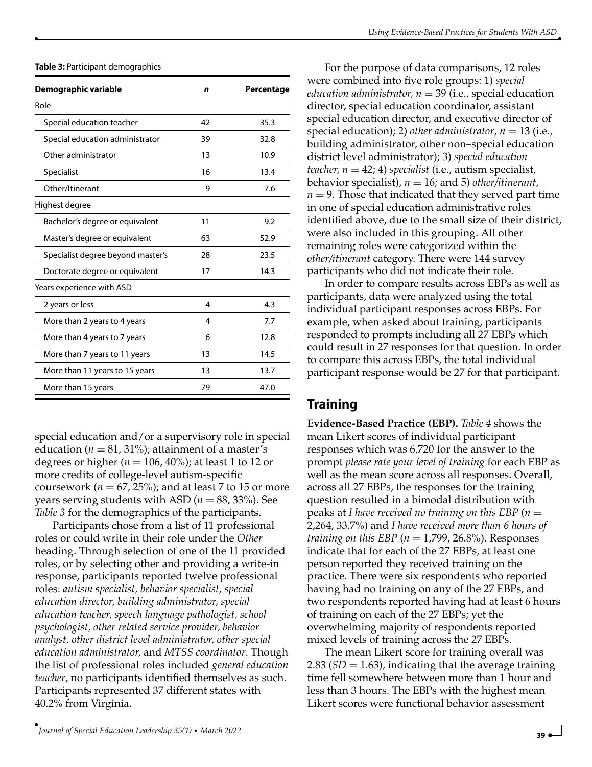**Table 3:** Participant demographics

| Demographic variable | *n* | Percentage |
|---|---|---|
| Role | | |
| Special education teacher | 42 | 35.3 |
| Special education administrator | 39 | 32.8 |
| Other administrator | 13 | 10.9 |
| Specialist | 16 | 13.4 |
| Other/Itinerant | 9 | 7.6 |
| Highest degree | | |
| Bachelor's degree or equivalent | 11 | 9.2 |
| Master's degree or equivalent | 63 | 52.9 |
| Specialist degree beyond master's | 28 | 23.5 |
| Doctorate degree or equivalent | 17 | 14.3 |
| Years experience with ASD | | |
| 2 years or less | 4 | 4.3 |
| More than 2 years to 4 years | 4 | 7.7 |
| More than 4 years to 7 years | 6 | 12.8 |
| More than 7 years to 11 years | 13 | 14.5 |
| More than 11 years to 15 years | 13 | 13.7 |
| More than 15 years | 79 | 47.0 |

special education and/or a supervisory role in special education ($n = 81$, 31%); attainment of a master's degrees or higher ($n = 106$, 40%); at least 1 to 12 or more credits of college-level autism-specific coursework ($n = 67$, 25%); and at least 7 to 15 or more years serving students with ASD ($n = 88$, 33%). See *Table 3* for the demographics of the participants.

Participants chose from a list of 11 professional roles or could write in their role under the *Other* heading. Through selection of one of the 11 provided roles, or by selecting other and providing a write-in response, participants reported twelve professional roles: *autism specialist, behavior specialist, special education director, building administrator, special education teacher, speech language pathologist, school psychologist, other related service provider, behavior analyst, other district level administrator, other special education administrator,* and *MTSS coordinator*. Though the list of professional roles included *general education teacher*, no participants identified themselves as such. Participants represented 37 different states with 40.2% from Virginia.

For the purpose of data comparisons, 12 roles were combined into five role groups: 1) *special education administrator,* $n = 39$ (i.e., special education director, special education coordinator, assistant special education director, and executive director of special education); 2) *other administrator*, $n = 13$ (i.e., building administrator, other non–special education district level administrator); 3) *special education teacher,* $n = 42$; 4) *specialist* (i.e., autism specialist, behavior specialist), $n = 16$; and 5) *other/itinerant,* $n = 9$. Those that indicated that they served part time in one of special education administrative roles identified above, due to the small size of their district, were also included in this grouping. All other remaining roles were categorized within the *other/itinerant* category. There were 144 survey participants who did not indicate their role.

In order to compare results across EBPs as well as participants, data were analyzed using the total individual participant responses across EBPs. For example, when asked about training, participants responded to prompts including all 27 EBPs which could result in 27 responses for that question. In order to compare this across EBPs, the total individual participant response would be 27 for that participant.

## Training

**Evidence-Based Practice (EBP).** *Table 4* shows the mean Likert scores of individual participant responses which was 6,720 for the answer to the prompt *please rate your level of training* for each EBP as well as the mean score across all responses. Overall, across all 27 EBPs, the responses for the training question resulted in a bimodal distribution with peaks at *I have received no training on this EBP* ($n =$ 2,264, 33.7%) and *I have received more than 6 hours of training on this EBP* ($n = 1{,}799$, 26.8%). Responses indicate that for each of the 27 EBPs, at least one person reported they received training on the practice. There were six respondents who reported having had no training on any of the 27 EBPs, and two respondents reported having had at least 6 hours of training on each of the 27 EBPs; yet the overwhelming majority of respondents reported mixed levels of training across the 27 EBPs.

The mean Likert score for training overall was 2.83 ($SD = 1.63$), indicating that the average training time fell somewhere between more than 1 hour and less than 3 hours. The EBPs with the highest mean Likert scores were functional behavior assessment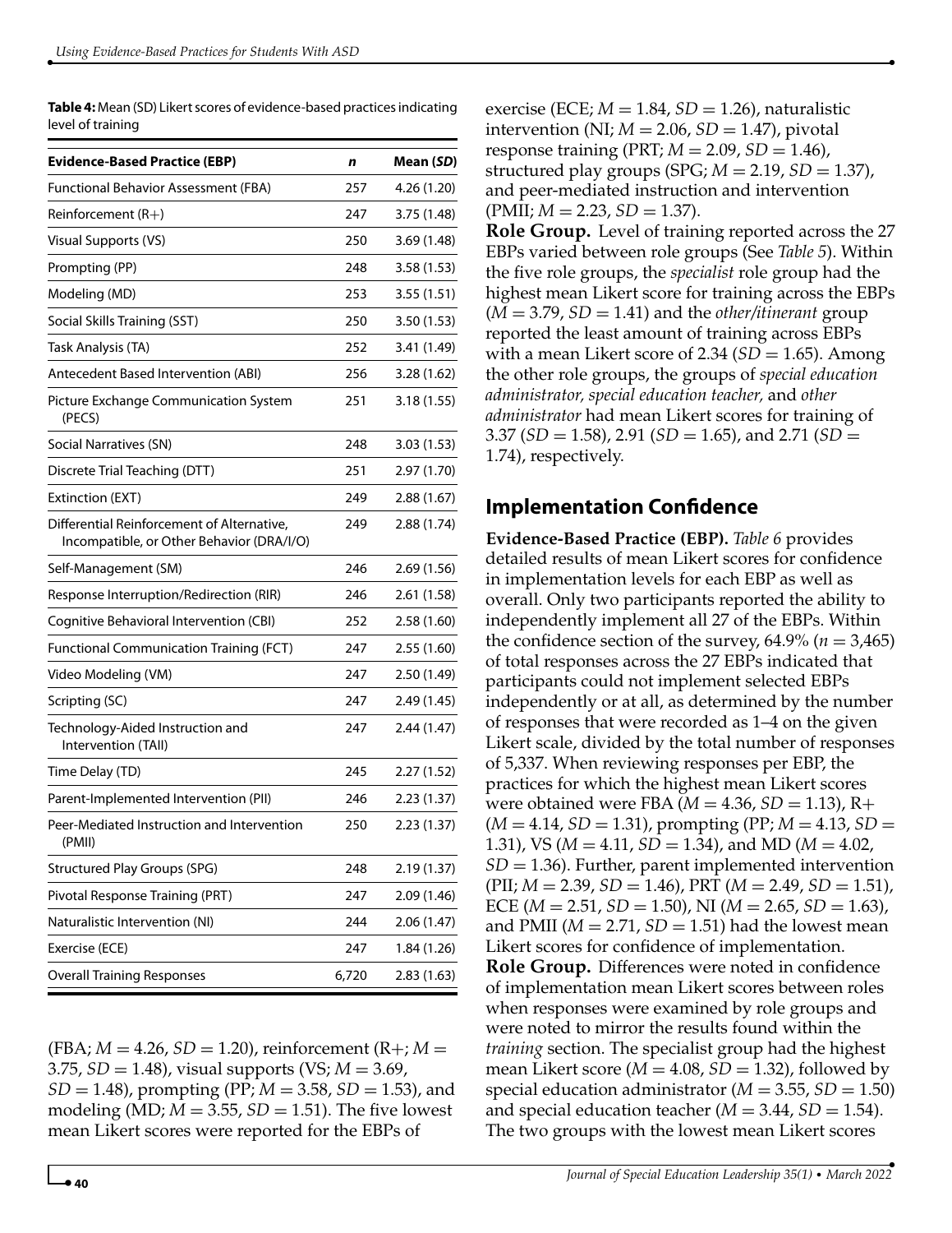**Table 4:** Mean (SD) Likert scores of evidence-based practices indicating level of training

| Evidence-Based Practice (EBP) | *n* | Mean (*SD*) |
|---|---|---|
| Functional Behavior Assessment (FBA) | 257 | 4.26 (1.20) |
| Reinforcement (R+) | 247 | 3.75 (1.48) |
| Visual Supports (VS) | 250 | 3.69 (1.48) |
| Prompting (PP) | 248 | 3.58 (1.53) |
| Modeling (MD) | 253 | 3.55 (1.51) |
| Social Skills Training (SST) | 250 | 3.50 (1.53) |
| Task Analysis (TA) | 252 | 3.41 (1.49) |
| Antecedent Based Intervention (ABI) | 256 | 3.28 (1.62) |
| Picture Exchange Communication System (PECS) | 251 | 3.18 (1.55) |
| Social Narratives (SN) | 248 | 3.03 (1.53) |
| Discrete Trial Teaching (DTT) | 251 | 2.97 (1.70) |
| Extinction (EXT) | 249 | 2.88 (1.67) |
| Differential Reinforcement of Alternative, Incompatible, or Other Behavior (DRA/I/O) | 249 | 2.88 (1.74) |
| Self-Management (SM) | 246 | 2.69 (1.56) |
| Response Interruption/Redirection (RIR) | 246 | 2.61 (1.58) |
| Cognitive Behavioral Intervention (CBI) | 252 | 2.58 (1.60) |
| Functional Communication Training (FCT) | 247 | 2.55 (1.60) |
| Video Modeling (VM) | 247 | 2.50 (1.49) |
| Scripting (SC) | 247 | 2.49 (1.45) |
| Technology-Aided Instruction and Intervention (TAII) | 247 | 2.44 (1.47) |
| Time Delay (TD) | 245 | 2.27 (1.52) |
| Parent-Implemented Intervention (PII) | 246 | 2.23 (1.37) |
| Peer-Mediated Instruction and Intervention (PMII) | 250 | 2.23 (1.37) |
| Structured Play Groups (SPG) | 248 | 2.19 (1.37) |
| Pivotal Response Training (PRT) | 247 | 2.09 (1.46) |
| Naturalistic Intervention (NI) | 244 | 2.06 (1.47) |
| Exercise (ECE) | 247 | 1.84 (1.26) |
| Overall Training Responses | 6,720 | 2.83 (1.63) |

(FBA; $M = 4.26$, $SD = 1.20$), reinforcement (R+; $M = 3.75$, $SD = 1.48$), visual supports (VS; $M = 3.69$, $SD = 1.48$), prompting (PP; $M = 3.58$, $SD = 1.53$), and modeling (MD; $M = 3.55$, $SD = 1.51$). The five lowest mean Likert scores were reported for the EBPs of exercise (ECE; $M = 1.84$, $SD = 1.26$), naturalistic intervention (NI; $M = 2.06$, $SD = 1.47$), pivotal response training (PRT; $M = 2.09$, $SD = 1.46$), structured play groups (SPG; $M = 2.19$, $SD = 1.37$), and peer-mediated instruction and intervention (PMII; $M = 2.23$, $SD = 1.37$).

**Role Group.** Level of training reported across the 27 EBPs varied between role groups (See *Table 5*). Within the five role groups, the *specialist* role group had the highest mean Likert score for training across the EBPs ($M = 3.79$, $SD = 1.41$) and the *other/itinerant* group reported the least amount of training across EBPs with a mean Likert score of 2.34 ($SD = 1.65$). Among the other role groups, the groups of *special education administrator, special education teacher,* and *other administrator* had mean Likert scores for training of 3.37 ($SD = 1.58$), 2.91 ($SD = 1.65$), and 2.71 ($SD = 1.74$), respectively.

## Implementation Confidence

**Evidence-Based Practice (EBP).** *Table 6* provides detailed results of mean Likert scores for confidence in implementation levels for each EBP as well as overall. Only two participants reported the ability to independently implement all 27 of the EBPs. Within the confidence section of the survey, 64.9% ($n = 3{,}465$) of total responses across the 27 EBPs indicated that participants could not implement selected EBPs independently or at all, as determined by the number of responses that were recorded as 1–4 on the given Likert scale, divided by the total number of responses of 5,337. When reviewing responses per EBP, the practices for which the highest mean Likert scores were obtained were FBA ($M = 4.36$, $SD = 1.13$), R+ ($M = 4.14$, $SD = 1.31$), prompting (PP; $M = 4.13$, $SD = 1.31$), VS ($M = 4.11$, $SD = 1.34$), and MD ($M = 4.02$, $SD = 1.36$). Further, parent implemented intervention (PII; $M = 2.39$, $SD = 1.46$), PRT ($M = 2.49$, $SD = 1.51$), ECE ($M = 2.51$, $SD = 1.50$), NI ($M = 2.65$, $SD = 1.63$), and PMII ($M = 2.71$, $SD = 1.51$) had the lowest mean Likert scores for confidence of implementation.

**Role Group.** Differences were noted in confidence of implementation mean Likert scores between roles when responses were examined by role groups and were noted to mirror the results found within the *training* section. The specialist group had the highest mean Likert score ($M = 4.08$, $SD = 1.32$), followed by special education administrator ($M = 3.55$, $SD = 1.50$) and special education teacher ($M = 3.44$, $SD = 1.54$). The two groups with the lowest mean Likert scores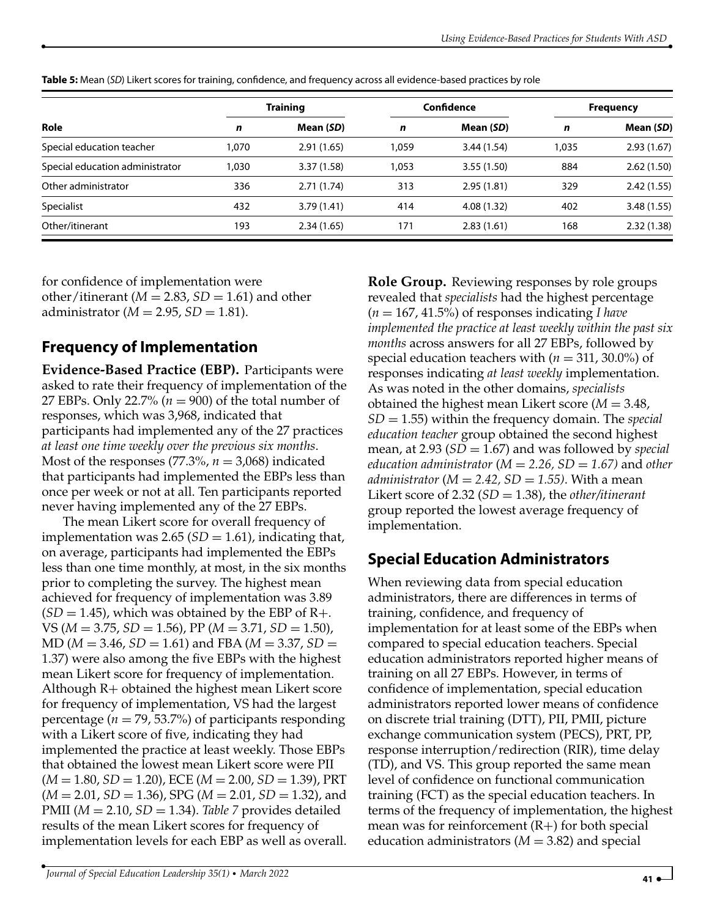**Table 5:** Mean (*SD*) Likert scores for training, confidence, and frequency across all evidence-based practices by role

| Role | Training | | Confidence | | Frequency | |
|---|---|---|---|---|---|---|
| | ***n*** | **Mean (*SD*)** | ***n*** | **Mean (*SD*)** | ***n*** | **Mean (*SD*)** |
| Special education teacher | 1,070 | 2.91 (1.65) | 1,059 | 3.44 (1.54) | 1,035 | 2.93 (1.67) |
| Special education administrator | 1,030 | 3.37 (1.58) | 1,053 | 3.55 (1.50) | 884 | 2.62 (1.50) |
| Other administrator | 336 | 2.71 (1.74) | 313 | 2.95 (1.81) | 329 | 2.42 (1.55) |
| Specialist | 432 | 3.79 (1.41) | 414 | 4.08 (1.32) | 402 | 3.48 (1.55) |
| Other/itinerant | 193 | 2.34 (1.65) | 171 | 2.83 (1.61) | 168 | 2.32 (1.38) |

for confidence of implementation were other/itinerant ($M = 2.83$, $SD = 1.61$) and other administrator ($M = 2.95$, $SD = 1.81$).

## Frequency of Implementation

**Evidence-Based Practice (EBP).** Participants were asked to rate their frequency of implementation of the 27 EBPs. Only 22.7% ($n = 900$) of the total number of responses, which was 3,968, indicated that participants had implemented any of the 27 practices *at least one time weekly over the previous six months*. Most of the responses (77.3%, $n = 3{,}068$) indicated that participants had implemented the EBPs less than once per week or not at all. Ten participants reported never having implemented any of the 27 EBPs.

The mean Likert score for overall frequency of implementation was 2.65 ($SD = 1.61$), indicating that, on average, participants had implemented the EBPs less than one time monthly, at most, in the six months prior to completing the survey. The highest mean achieved for frequency of implementation was 3.89 ($SD = 1.45$), which was obtained by the EBP of R+. VS ($M = 3.75$, $SD = 1.56$), PP ($M = 3.71$, $SD = 1.50$), MD ($M = 3.46$, $SD = 1.61$) and FBA ($M = 3.37$, $SD = 1.37$) were also among the five EBPs with the highest mean Likert score for frequency of implementation. Although R+ obtained the highest mean Likert score for frequency of implementation, VS had the largest percentage ($n = 79$, 53.7%) of participants responding with a Likert score of five, indicating they had implemented the practice at least weekly. Those EBPs that obtained the lowest mean Likert score were PII ($M = 1.80$, $SD = 1.20$), ECE ($M = 2.00$, $SD = 1.39$), PRT ($M = 2.01$, $SD = 1.36$), SPG ($M = 2.01$, $SD = 1.32$), and PMII ($M = 2.10$, $SD = 1.34$). *Table 7* provides detailed results of the mean Likert scores for frequency of implementation levels for each EBP as well as overall.

**Role Group.** Reviewing responses by role groups revealed that *specialists* had the highest percentage ($n = 167$, 41.5%) of responses indicating *I have implemented the practice at least weekly within the past six months* across answers for all 27 EBPs, followed by special education teachers with ($n = 311$, 30.0%) of responses indicating *at least weekly* implementation. As was noted in the other domains, *specialists* obtained the highest mean Likert score ($M = 3.48$, $SD = 1.55$) within the frequency domain. The *special education teacher* group obtained the second highest mean, at 2.93 ($SD = 1.67$) and was followed by *special education administrator* ($M = 2.26$, $SD = 1.67$) and *other administrator* ($M = 2.42$, $SD = 1.55$). With a mean Likert score of 2.32 ($SD = 1.38$), the *other/itinerant* group reported the lowest average frequency of implementation.

## Special Education Administrators

When reviewing data from special education administrators, there are differences in terms of training, confidence, and frequency of implementation for at least some of the EBPs when compared to special education teachers. Special education administrators reported higher means of training on all 27 EBPs. However, in terms of confidence of implementation, special education administrators reported lower means of confidence on discrete trial training (DTT), PII, PMII, picture exchange communication system (PECS), PRT, PP, response interruption/redirection (RIR), time delay (TD), and VS. This group reported the same mean level of confidence on functional communication training (FCT) as the special education teachers. In terms of the frequency of implementation, the highest mean was for reinforcement (R+) for both special education administrators ($M = 3.82$) and special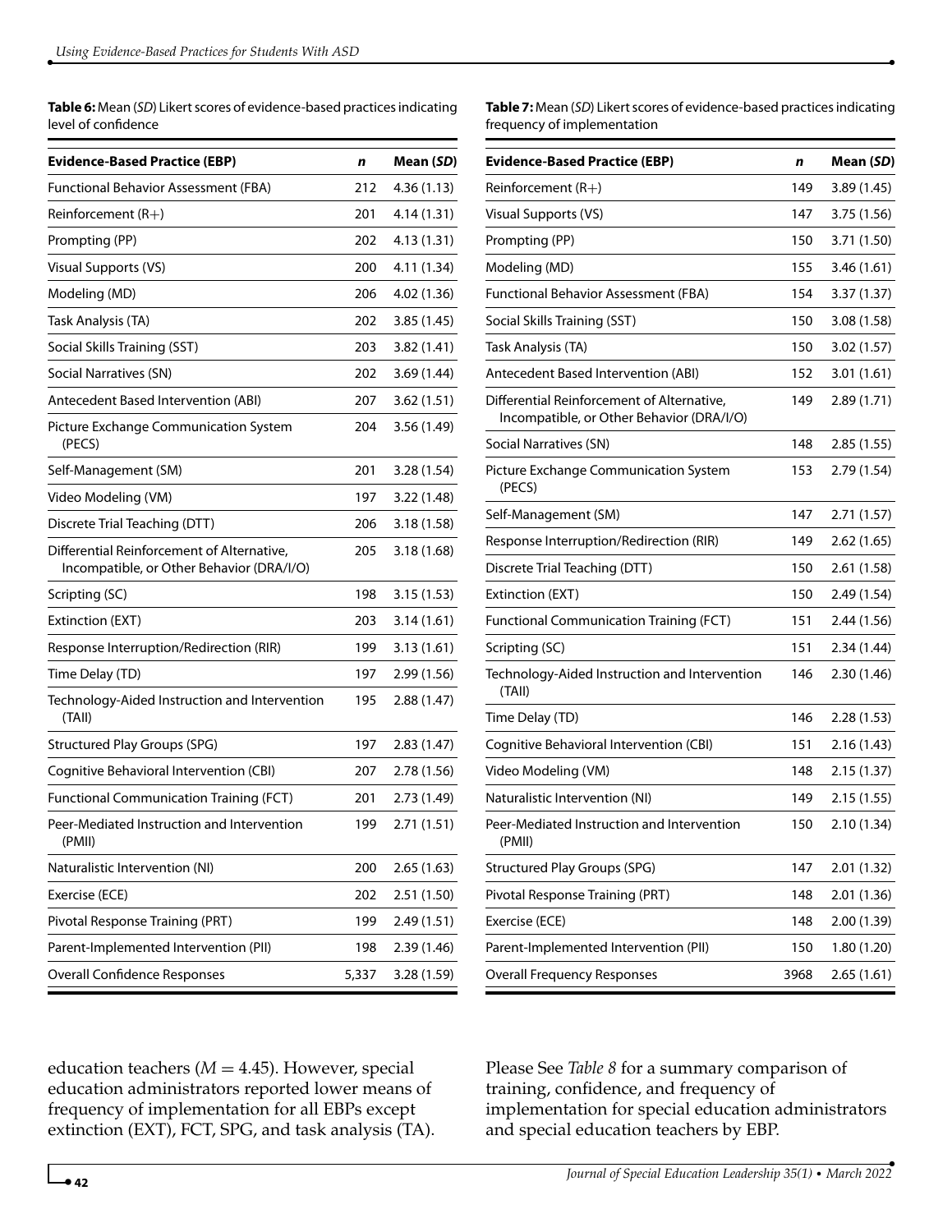**Table 6:** Mean (*SD*) Likert scores of evidence-based practices indicating level of confidence

| Evidence-Based Practice (EBP) | *n* | Mean (*SD*) |
|---|---|---|
| Functional Behavior Assessment (FBA) | 212 | 4.36 (1.13) |
| Reinforcement (R+) | 201 | 4.14 (1.31) |
| Prompting (PP) | 202 | 4.13 (1.31) |
| Visual Supports (VS) | 200 | 4.11 (1.34) |
| Modeling (MD) | 206 | 4.02 (1.36) |
| Task Analysis (TA) | 202 | 3.85 (1.45) |
| Social Skills Training (SST) | 203 | 3.82 (1.41) |
| Social Narratives (SN) | 202 | 3.69 (1.44) |
| Antecedent Based Intervention (ABI) | 207 | 3.62 (1.51) |
| Picture Exchange Communication System (PECS) | 204 | 3.56 (1.49) |
| Self-Management (SM) | 201 | 3.28 (1.54) |
| Video Modeling (VM) | 197 | 3.22 (1.48) |
| Discrete Trial Teaching (DTT) | 206 | 3.18 (1.58) |
| Differential Reinforcement of Alternative, Incompatible, or Other Behavior (DRA/I/O) | 205 | 3.18 (1.68) |
| Scripting (SC) | 198 | 3.15 (1.53) |
| Extinction (EXT) | 203 | 3.14 (1.61) |
| Response Interruption/Redirection (RIR) | 199 | 3.13 (1.61) |
| Time Delay (TD) | 197 | 2.99 (1.56) |
| Technology-Aided Instruction and Intervention (TAII) | 195 | 2.88 (1.47) |
| Structured Play Groups (SPG) | 197 | 2.83 (1.47) |
| Cognitive Behavioral Intervention (CBI) | 207 | 2.78 (1.56) |
| Functional Communication Training (FCT) | 201 | 2.73 (1.49) |
| Peer-Mediated Instruction and Intervention (PMII) | 199 | 2.71 (1.51) |
| Naturalistic Intervention (NI) | 200 | 2.65 (1.63) |
| Exercise (ECE) | 202 | 2.51 (1.50) |
| Pivotal Response Training (PRT) | 199 | 2.49 (1.51) |
| Parent-Implemented Intervention (PII) | 198 | 2.39 (1.46) |
| Overall Confidence Responses | 5,337 | 3.28 (1.59) |

**Table 7:** Mean (*SD*) Likert scores of evidence-based practices indicating frequency of implementation

| Evidence-Based Practice (EBP) | *n* | Mean (*SD*) |
|---|---|---|
| Reinforcement (R+) | 149 | 3.89 (1.45) |
| Visual Supports (VS) | 147 | 3.75 (1.56) |
| Prompting (PP) | 150 | 3.71 (1.50) |
| Modeling (MD) | 155 | 3.46 (1.61) |
| Functional Behavior Assessment (FBA) | 154 | 3.37 (1.37) |
| Social Skills Training (SST) | 150 | 3.08 (1.58) |
| Task Analysis (TA) | 150 | 3.02 (1.57) |
| Antecedent Based Intervention (ABI) | 152 | 3.01 (1.61) |
| Differential Reinforcement of Alternative, Incompatible, or Other Behavior (DRA/I/O) | 149 | 2.89 (1.71) |
| Social Narratives (SN) | 148 | 2.85 (1.55) |
| Picture Exchange Communication System (PECS) | 153 | 2.79 (1.54) |
| Self-Management (SM) | 147 | 2.71 (1.57) |
| Response Interruption/Redirection (RIR) | 149 | 2.62 (1.65) |
| Discrete Trial Teaching (DTT) | 150 | 2.61 (1.58) |
| Extinction (EXT) | 150 | 2.49 (1.54) |
| Functional Communication Training (FCT) | 151 | 2.44 (1.56) |
| Scripting (SC) | 151 | 2.34 (1.44) |
| Technology-Aided Instruction and Intervention (TAII) | 146 | 2.30 (1.46) |
| Time Delay (TD) | 146 | 2.28 (1.53) |
| Cognitive Behavioral Intervention (CBI) | 151 | 2.16 (1.43) |
| Video Modeling (VM) | 148 | 2.15 (1.37) |
| Naturalistic Intervention (NI) | 149 | 2.15 (1.55) |
| Peer-Mediated Instruction and Intervention (PMII) | 150 | 2.10 (1.34) |
| Structured Play Groups (SPG) | 147 | 2.01 (1.32) |
| Pivotal Response Training (PRT) | 148 | 2.01 (1.36) |
| Exercise (ECE) | 148 | 2.00 (1.39) |
| Parent-Implemented Intervention (PII) | 150 | 1.80 (1.20) |
| Overall Frequency Responses | 3968 | 2.65 (1.61) |

education teachers ($M = 4.45$). However, special education administrators reported lower means of frequency of implementation for all EBPs except extinction (EXT), FCT, SPG, and task analysis (TA). Please See *Table 8* for a summary comparison of training, confidence, and frequency of implementation for special education administrators and special education teachers by EBP.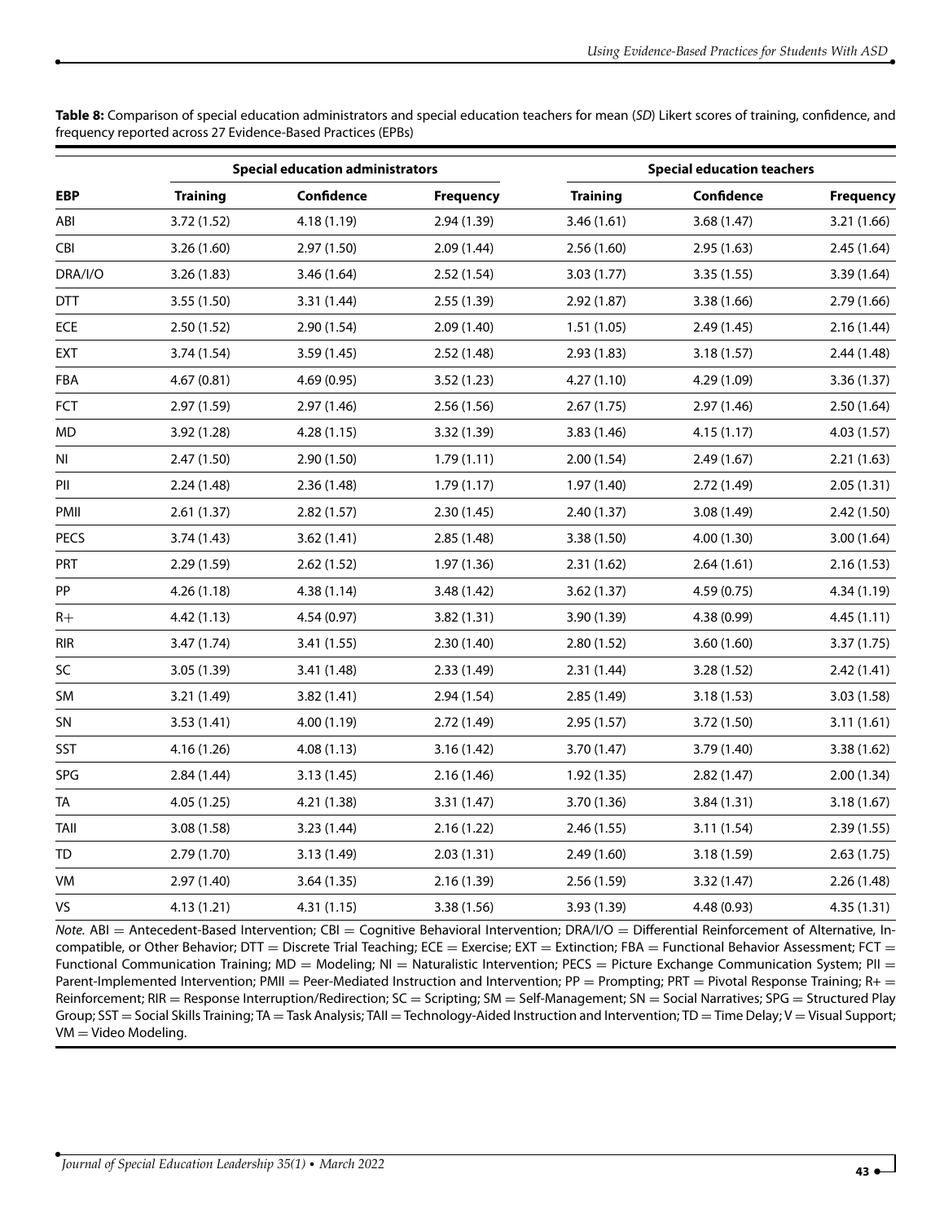**Table 8:** Comparison of special education administrators and special education teachers for mean (*SD*) Likert scores of training, confidence, and frequency reported across 27 Evidence-Based Practices (EPBs)

| | Special education administrators | | | Special education teachers | | |
|---|---|---|---|---|---|---|
| **EBP** | **Training** | **Confidence** | **Frequency** | **Training** | **Confidence** | **Frequency** |
| ABI | 3.72 (1.52) | 4.18 (1.19) | 2.94 (1.39) | 3.46 (1.61) | 3.68 (1.47) | 3.21 (1.66) |
| CBI | 3.26 (1.60) | 2.97 (1.50) | 2.09 (1.44) | 2.56 (1.60) | 2.95 (1.63) | 2.45 (1.64) |
| DRA/I/O | 3.26 (1.83) | 3.46 (1.64) | 2.52 (1.54) | 3.03 (1.77) | 3.35 (1.55) | 3.39 (1.64) |
| DTT | 3.55 (1.50) | 3.31 (1.44) | 2.55 (1.39) | 2.92 (1.87) | 3.38 (1.66) | 2.79 (1.66) |
| ECE | 2.50 (1.52) | 2.90 (1.54) | 2.09 (1.40) | 1.51 (1.05) | 2.49 (1.45) | 2.16 (1.44) |
| EXT | 3.74 (1.54) | 3.59 (1.45) | 2.52 (1.48) | 2.93 (1.83) | 3.18 (1.57) | 2.44 (1.48) |
| FBA | 4.67 (0.81) | 4.69 (0.95) | 3.52 (1.23) | 4.27 (1.10) | 4.29 (1.09) | 3.36 (1.37) |
| FCT | 2.97 (1.59) | 2.97 (1.46) | 2.56 (1.56) | 2.67 (1.75) | 2.97 (1.46) | 2.50 (1.64) |
| MD | 3.92 (1.28) | 4.28 (1.15) | 3.32 (1.39) | 3.83 (1.46) | 4.15 (1.17) | 4.03 (1.57) |
| NI | 2.47 (1.50) | 2.90 (1.50) | 1.79 (1.11) | 2.00 (1.54) | 2.49 (1.67) | 2.21 (1.63) |
| PII | 2.24 (1.48) | 2.36 (1.48) | 1.79 (1.17) | 1.97 (1.40) | 2.72 (1.49) | 2.05 (1.31) |
| PMII | 2.61 (1.37) | 2.82 (1.57) | 2.30 (1.45) | 2.40 (1.37) | 3.08 (1.49) | 2.42 (1.50) |
| PECS | 3.74 (1.43) | 3.62 (1.41) | 2.85 (1.48) | 3.38 (1.50) | 4.00 (1.30) | 3.00 (1.64) |
| PRT | 2.29 (1.59) | 2.62 (1.52) | 1.97 (1.36) | 2.31 (1.62) | 2.64 (1.61) | 2.16 (1.53) |
| PP | 4.26 (1.18) | 4.38 (1.14) | 3.48 (1.42) | 3.62 (1.37) | 4.59 (0.75) | 4.34 (1.19) |
| R+ | 4.42 (1.13) | 4.54 (0.97) | 3.82 (1.31) | 3.90 (1.39) | 4.38 (0.99) | 4.45 (1.11) |
| RIR | 3.47 (1.74) | 3.41 (1.55) | 2.30 (1.40) | 2.80 (1.52) | 3.60 (1.60) | 3.37 (1.75) |
| SC | 3.05 (1.39) | 3.41 (1.48) | 2.33 (1.49) | 2.31 (1.44) | 3.28 (1.52) | 2.42 (1.41) |
| SM | 3.21 (1.49) | 3.82 (1.41) | 2.94 (1.54) | 2.85 (1.49) | 3.18 (1.53) | 3.03 (1.58) |
| SN | 3.53 (1.41) | 4.00 (1.19) | 2.72 (1.49) | 2.95 (1.57) | 3.72 (1.50) | 3.11 (1.61) |
| SST | 4.16 (1.26) | 4.08 (1.13) | 3.16 (1.42) | 3.70 (1.47) | 3.79 (1.40) | 3.38 (1.62) |
| SPG | 2.84 (1.44) | 3.13 (1.45) | 2.16 (1.46) | 1.92 (1.35) | 2.82 (1.47) | 2.00 (1.34) |
| TA | 4.05 (1.25) | 4.21 (1.38) | 3.31 (1.47) | 3.70 (1.36) | 3.84 (1.31) | 3.18 (1.67) |
| TAII | 3.08 (1.58) | 3.23 (1.44) | 2.16 (1.22) | 2.46 (1.55) | 3.11 (1.54) | 2.39 (1.55) |
| TD | 2.79 (1.70) | 3.13 (1.49) | 2.03 (1.31) | 2.49 (1.60) | 3.18 (1.59) | 2.63 (1.75) |
| VM | 2.97 (1.40) | 3.64 (1.35) | 2.16 (1.39) | 2.56 (1.59) | 3.32 (1.47) | 2.26 (1.48) |
| VS | 4.13 (1.21) | 4.31 (1.15) | 3.38 (1.56) | 3.93 (1.39) | 4.48 (0.93) | 4.35 (1.31) |

*Note.* ABI = Antecedent-Based Intervention; CBI = Cognitive Behavioral Intervention; DRA/I/O = Differential Reinforcement of Alternative, Incompatible, or Other Behavior; DTT = Discrete Trial Teaching; ECE = Exercise; EXT = Extinction; FBA = Functional Behavior Assessment; FCT = Functional Communication Training; MD = Modeling; NI = Naturalistic Intervention; PECS = Picture Exchange Communication System; PII = Parent-Implemented Intervention; PMII = Peer-Mediated Instruction and Intervention; PP = Prompting; PRT = Pivotal Response Training; R+ = Reinforcement; RIR = Response Interruption/Redirection; SC = Scripting; SM = Self-Management; SN = Social Narratives; SPG = Structured Play Group; SST = Social Skills Training; TA = Task Analysis; TAII = Technology-Aided Instruction and Intervention; TD = Time Delay; V = Visual Support; VM = Video Modeling.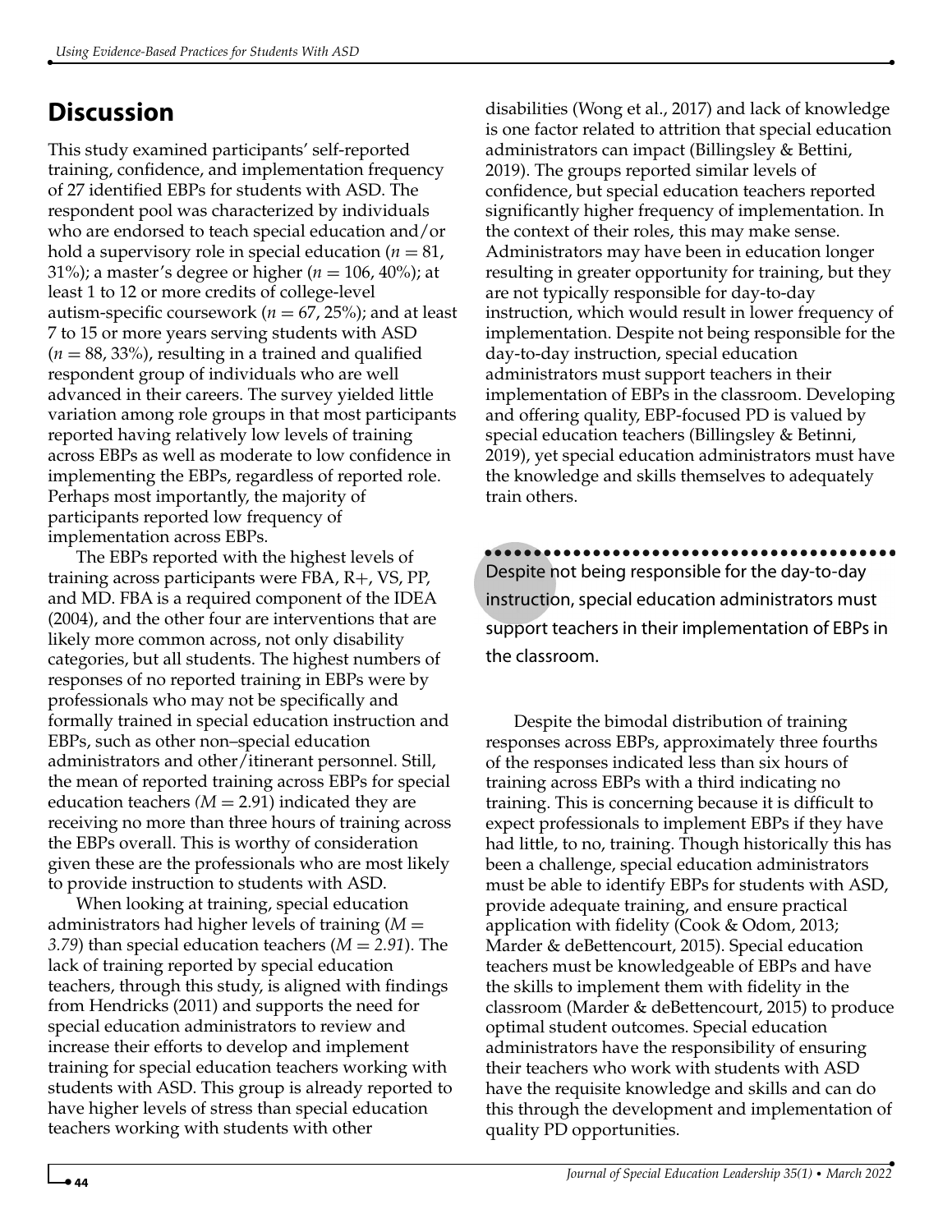## Discussion

This study examined participants' self-reported training, confidence, and implementation frequency of 27 identified EBPs for students with ASD. The respondent pool was characterized by individuals who are endorsed to teach special education and/or hold a supervisory role in special education ($n = 81$, 31%); a master's degree or higher ($n = 106$, 40%); at least 1 to 12 or more credits of college-level autism-specific coursework ($n = 67$, 25%); and at least 7 to 15 or more years serving students with ASD ($n = 88$, 33%), resulting in a trained and qualified respondent group of individuals who are well advanced in their careers. The survey yielded little variation among role groups in that most participants reported having relatively low levels of training across EBPs as well as moderate to low confidence in implementing the EBPs, regardless of reported role. Perhaps most importantly, the majority of participants reported low frequency of implementation across EBPs.

The EBPs reported with the highest levels of training across participants were FBA, R+, VS, PP, and MD. FBA is a required component of the IDEA (2004), and the other four are interventions that are likely more common across, not only disability categories, but all students. The highest numbers of responses of no reported training in EBPs were by professionals who may not be specifically and formally trained in special education instruction and EBPs, such as other non–special education administrators and other/itinerant personnel. Still, the mean of reported training across EBPs for special education teachers ($M = 2.91$) indicated they are receiving no more than three hours of training across the EBPs overall. This is worthy of consideration given these are the professionals who are most likely to provide instruction to students with ASD.

When looking at training, special education administrators had higher levels of training ($M = 3.79$) than special education teachers ($M = 2.91$). The lack of training reported by special education teachers, through this study, is aligned with findings from Hendricks (2011) and supports the need for special education administrators to review and increase their efforts to develop and implement training for special education teachers working with students with ASD. This group is already reported to have higher levels of stress than special education teachers working with students with other disabilities (Wong et al., 2017) and lack of knowledge is one factor related to attrition that special education administrators can impact (Billingsley & Bettini, 2019). The groups reported similar levels of confidence, but special education teachers reported significantly higher frequency of implementation. In the context of their roles, this may make sense. Administrators may have been in education longer resulting in greater opportunity for training, but they are not typically responsible for day-to-day instruction, which would result in lower frequency of implementation. Despite not being responsible for the day-to-day instruction, special education administrators must support teachers in their implementation of EBPs in the classroom. Developing and offering quality, EBP-focused PD is valued by special education teachers (Billingsley & Betinni, 2019), yet special education administrators must have the knowledge and skills themselves to adequately train others.

> Despite not being responsible for the day-to-day instruction, special education administrators must support teachers in their implementation of EBPs in the classroom.

Despite the bimodal distribution of training responses across EBPs, approximately three fourths of the responses indicated less than six hours of training across EBPs with a third indicating no training. This is concerning because it is difficult to expect professionals to implement EBPs if they have had little, to no, training. Though historically this has been a challenge, special education administrators must be able to identify EBPs for students with ASD, provide adequate training, and ensure practical application with fidelity (Cook & Odom, 2013; Marder & deBettencourt, 2015). Special education teachers must be knowledgeable of EBPs and have the skills to implement them with fidelity in the classroom (Marder & deBettencourt, 2015) to produce optimal student outcomes. Special education administrators have the responsibility of ensuring their teachers who work with students with ASD have the requisite knowledge and skills and can do this through the development and implementation of quality PD opportunities.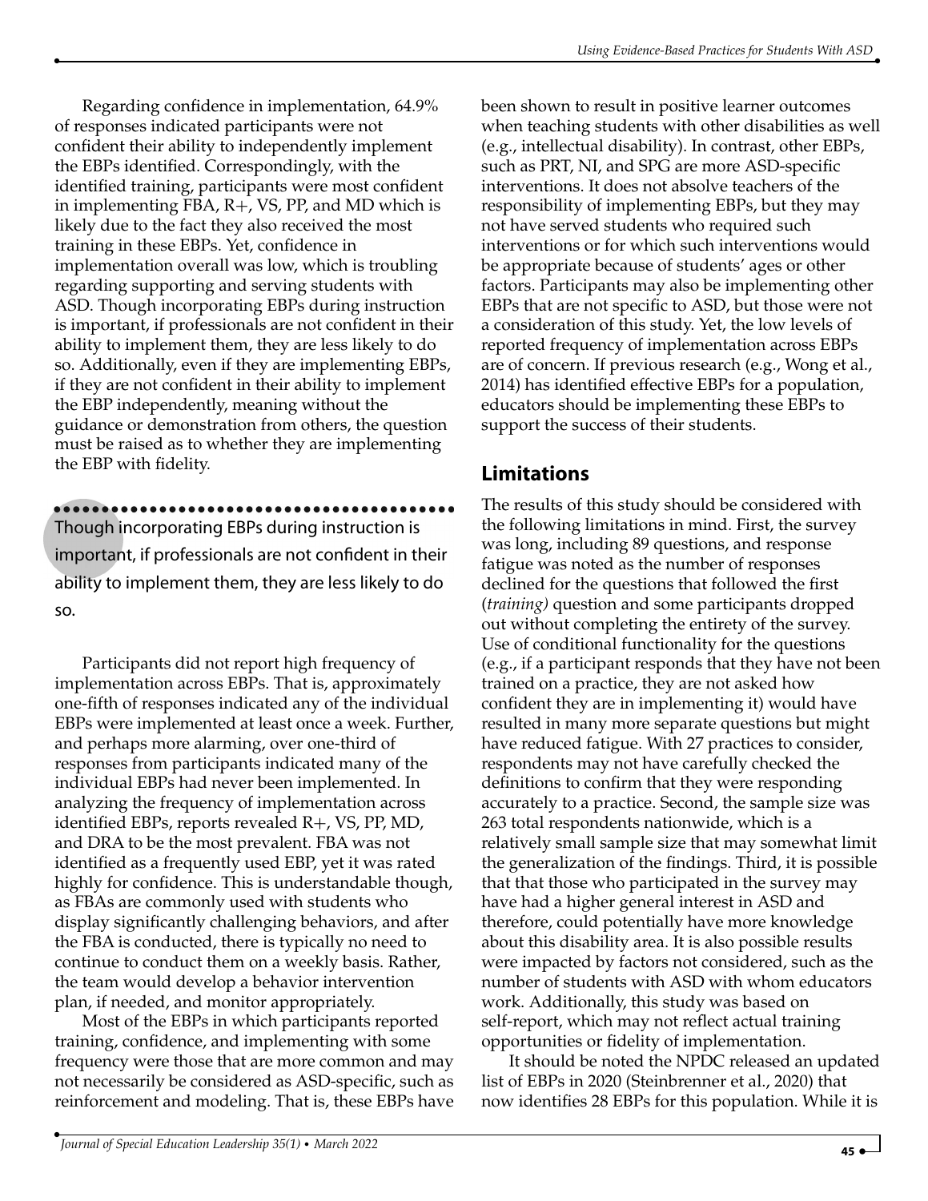Regarding confidence in implementation, 64.9% of responses indicated participants were not confident their ability to independently implement the EBPs identified. Correspondingly, with the identified training, participants were most confident in implementing FBA, R+, VS, PP, and MD which is likely due to the fact they also received the most training in these EBPs. Yet, confidence in implementation overall was low, which is troubling regarding supporting and serving students with ASD. Though incorporating EBPs during instruction is important, if professionals are not confident in their ability to implement them, they are less likely to do so. Additionally, even if they are implementing EBPs, if they are not confident in their ability to implement the EBP independently, meaning without the guidance or demonstration from others, the question must be raised as to whether they are implementing the EBP with fidelity.

> Though incorporating EBPs during instruction is important, if professionals are not confident in their ability to implement them, they are less likely to do so.

Participants did not report high frequency of implementation across EBPs. That is, approximately one-fifth of responses indicated any of the individual EBPs were implemented at least once a week. Further, and perhaps more alarming, over one-third of responses from participants indicated many of the individual EBPs had never been implemented. In analyzing the frequency of implementation across identified EBPs, reports revealed R+, VS, PP, MD, and DRA to be the most prevalent. FBA was not identified as a frequently used EBP, yet it was rated highly for confidence. This is understandable though, as FBAs are commonly used with students who display significantly challenging behaviors, and after the FBA is conducted, there is typically no need to continue to conduct them on a weekly basis. Rather, the team would develop a behavior intervention plan, if needed, and monitor appropriately.

Most of the EBPs in which participants reported training, confidence, and implementing with some frequency were those that are more common and may not necessarily be considered as ASD-specific, such as reinforcement and modeling. That is, these EBPs have been shown to result in positive learner outcomes when teaching students with other disabilities as well (e.g., intellectual disability). In contrast, other EBPs, such as PRT, NI, and SPG are more ASD-specific interventions. It does not absolve teachers of the responsibility of implementing EBPs, but they may not have served students who required such interventions or for which such interventions would be appropriate because of students' ages or other factors. Participants may also be implementing other EBPs that are not specific to ASD, but those were not a consideration of this study. Yet, the low levels of reported frequency of implementation across EBPs are of concern. If previous research (e.g., Wong et al., 2014) has identified effective EBPs for a population, educators should be implementing these EBPs to support the success of their students.

## Limitations

The results of this study should be considered with the following limitations in mind. First, the survey was long, including 89 questions, and response fatigue was noted as the number of responses declined for the questions that followed the first (*training)* question and some participants dropped out without completing the entirety of the survey. Use of conditional functionality for the questions (e.g., if a participant responds that they have not been trained on a practice, they are not asked how confident they are in implementing it) would have resulted in many more separate questions but might have reduced fatigue. With 27 practices to consider, respondents may not have carefully checked the definitions to confirm that they were responding accurately to a practice. Second, the sample size was 263 total respondents nationwide, which is a relatively small sample size that may somewhat limit the generalization of the findings. Third, it is possible that that those who participated in the survey may have had a higher general interest in ASD and therefore, could potentially have more knowledge about this disability area. It is also possible results were impacted by factors not considered, such as the number of students with ASD with whom educators work. Additionally, this study was based on self-report, which may not reflect actual training opportunities or fidelity of implementation.

It should be noted the NPDC released an updated list of EBPs in 2020 (Steinbrenner et al., 2020) that now identifies 28 EBPs for this population. While it is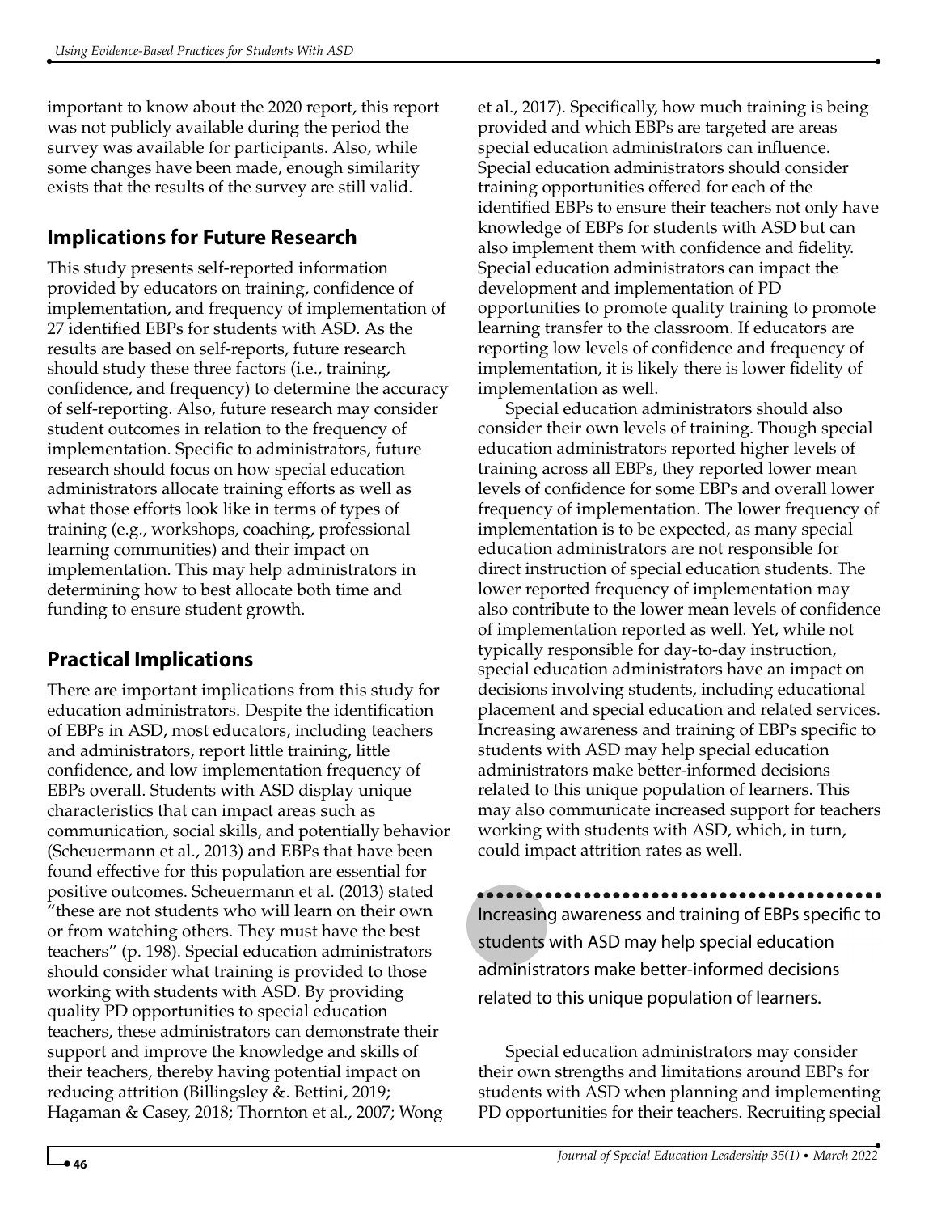important to know about the 2020 report, this report was not publicly available during the period the survey was available for participants. Also, while some changes have been made, enough similarity exists that the results of the survey are still valid.

## Implications for Future Research

This study presents self-reported information provided by educators on training, confidence of implementation, and frequency of implementation of 27 identified EBPs for students with ASD. As the results are based on self-reports, future research should study these three factors (i.e., training, confidence, and frequency) to determine the accuracy of self-reporting. Also, future research may consider student outcomes in relation to the frequency of implementation. Specific to administrators, future research should focus on how special education administrators allocate training efforts as well as what those efforts look like in terms of types of training (e.g., workshops, coaching, professional learning communities) and their impact on implementation. This may help administrators in determining how to best allocate both time and funding to ensure student growth.

## Practical Implications

There are important implications from this study for education administrators. Despite the identification of EBPs in ASD, most educators, including teachers and administrators, report little training, little confidence, and low implementation frequency of EBPs overall. Students with ASD display unique characteristics that can impact areas such as communication, social skills, and potentially behavior (Scheuermann et al., 2013) and EBPs that have been found effective for this population are essential for positive outcomes. Scheuermann et al. (2013) stated "these are not students who will learn on their own or from watching others. They must have the best teachers" (p. 198). Special education administrators should consider what training is provided to those working with students with ASD. By providing quality PD opportunities to special education teachers, these administrators can demonstrate their support and improve the knowledge and skills of their teachers, thereby having potential impact on reducing attrition (Billingsley &. Bettini, 2019; Hagaman & Casey, 2018; Thornton et al., 2007; Wong et al., 2017). Specifically, how much training is being provided and which EBPs are targeted are areas special education administrators can influence. Special education administrators should consider training opportunities offered for each of the identified EBPs to ensure their teachers not only have knowledge of EBPs for students with ASD but can also implement them with confidence and fidelity. Special education administrators can impact the development and implementation of PD opportunities to promote quality training to promote learning transfer to the classroom. If educators are reporting low levels of confidence and frequency of implementation, it is likely there is lower fidelity of implementation as well.

Special education administrators should also consider their own levels of training. Though special education administrators reported higher levels of training across all EBPs, they reported lower mean levels of confidence for some EBPs and overall lower frequency of implementation. The lower frequency of implementation is to be expected, as many special education administrators are not responsible for direct instruction of special education students. The lower reported frequency of implementation may also contribute to the lower mean levels of confidence of implementation reported as well. Yet, while not typically responsible for day-to-day instruction, special education administrators have an impact on decisions involving students, including educational placement and special education and related services. Increasing awareness and training of EBPs specific to students with ASD may help special education administrators make better-informed decisions related to this unique population of learners. This may also communicate increased support for teachers working with students with ASD, which, in turn, could impact attrition rates as well.

> Increasing awareness and training of EBPs specific to students with ASD may help special education administrators make better-informed decisions related to this unique population of learners.

Special education administrators may consider their own strengths and limitations around EBPs for students with ASD when planning and implementing PD opportunities for their teachers. Recruiting special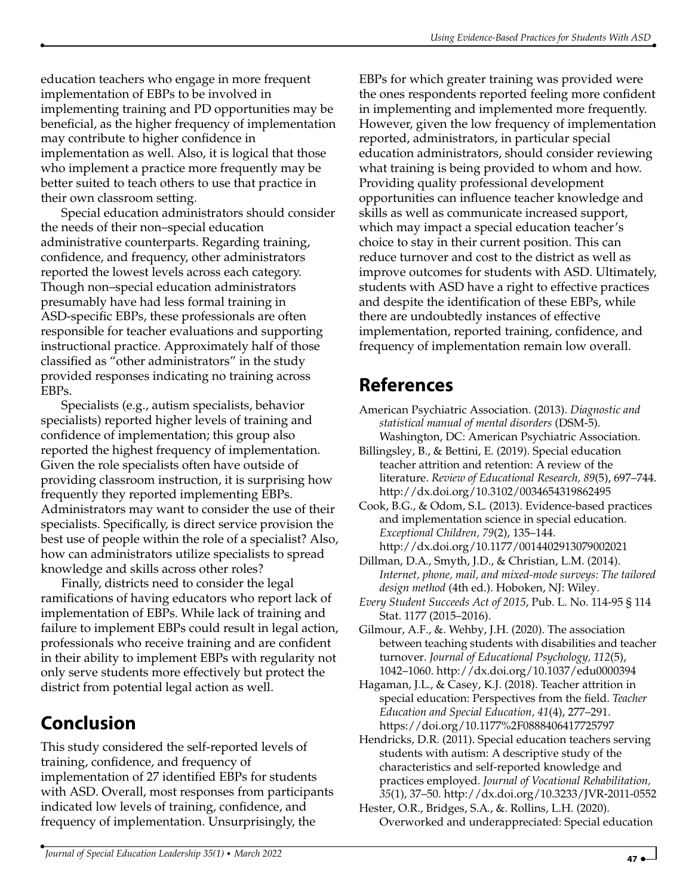education teachers who engage in more frequent implementation of EBPs to be involved in implementing training and PD opportunities may be beneficial, as the higher frequency of implementation may contribute to higher confidence in implementation as well. Also, it is logical that those who implement a practice more frequently may be better suited to teach others to use that practice in their own classroom setting.

Special education administrators should consider the needs of their non–special education administrative counterparts. Regarding training, confidence, and frequency, other administrators reported the lowest levels across each category. Though non–special education administrators presumably have had less formal training in ASD-specific EBPs, these professionals are often responsible for teacher evaluations and supporting instructional practice. Approximately half of those classified as "other administrators" in the study provided responses indicating no training across EBPs.

Specialists (e.g., autism specialists, behavior specialists) reported higher levels of training and confidence of implementation; this group also reported the highest frequency of implementation. Given the role specialists often have outside of providing classroom instruction, it is surprising how frequently they reported implementing EBPs. Administrators may want to consider the use of their specialists. Specifically, is direct service provision the best use of people within the role of a specialist? Also, how can administrators utilize specialists to spread knowledge and skills across other roles?

Finally, districts need to consider the legal ramifications of having educators who report lack of implementation of EBPs. While lack of training and failure to implement EBPs could result in legal action, professionals who receive training and are confident in their ability to implement EBPs with regularity not only serve students more effectively but protect the district from potential legal action as well.

## Conclusion

This study considered the self-reported levels of training, confidence, and frequency of implementation of 27 identified EBPs for students with ASD. Overall, most responses from participants indicated low levels of training, confidence, and frequency of implementation. Unsurprisingly, the EBPs for which greater training was provided were the ones respondents reported feeling more confident in implementing and implemented more frequently. However, given the low frequency of implementation reported, administrators, in particular special education administrators, should consider reviewing what training is being provided to whom and how. Providing quality professional development opportunities can influence teacher knowledge and skills as well as communicate increased support, which may impact a special education teacher's choice to stay in their current position. This can reduce turnover and cost to the district as well as improve outcomes for students with ASD. Ultimately, students with ASD have a right to effective practices and despite the identification of these EBPs, while there are undoubtedly instances of effective implementation, reported training, confidence, and frequency of implementation remain low overall.

## References

American Psychiatric Association. (2013). *Diagnostic and statistical manual of mental disorders* (DSM-5). Washington, DC: American Psychiatric Association.

Billingsley, B., & Bettini, E. (2019). Special education teacher attrition and retention: A review of the literature. *Review of Educational Research, 89*(5), 697–744. http://dx.doi.org/10.3102/0034654319862495

Cook, B.G., & Odom, S.L. (2013). Evidence-based practices and implementation science in special education. *Exceptional Children, 79*(2), 135–144. http://dx.doi.org/10.1177/0014402913079002021

Dillman, D.A., Smyth, J.D., & Christian, L.M. (2014). *Internet, phone, mail, and mixed-mode surveys: The tailored design method* (4th ed.). Hoboken, NJ: Wiley.

*Every Student Succeeds Act of 2015*, Pub. L. No. 114-95 § 114 Stat. 1177 (2015–2016).

Gilmour, A.F., &. Wehby, J.H. (2020). The association between teaching students with disabilities and teacher turnover. *Journal of Educational Psychology, 112*(5), 1042–1060. http://dx.doi.org/10.1037/edu0000394

Hagaman, J.L., & Casey, K.J. (2018). Teacher attrition in special education: Perspectives from the field. *Teacher Education and Special Education, 41*(4), 277–291. https://doi.org/10.1177%2F0888406417725797

Hendricks, D.R. (2011). Special education teachers serving students with autism: A descriptive study of the characteristics and self-reported knowledge and practices employed. *Journal of Vocational Rehabilitation, 35*(1), 37–50. http://dx.doi.org/10.3233/JVR-2011-0552

Hester, O.R., Bridges, S.A., &. Rollins, L.H. (2020). Overworked and underappreciated: Special education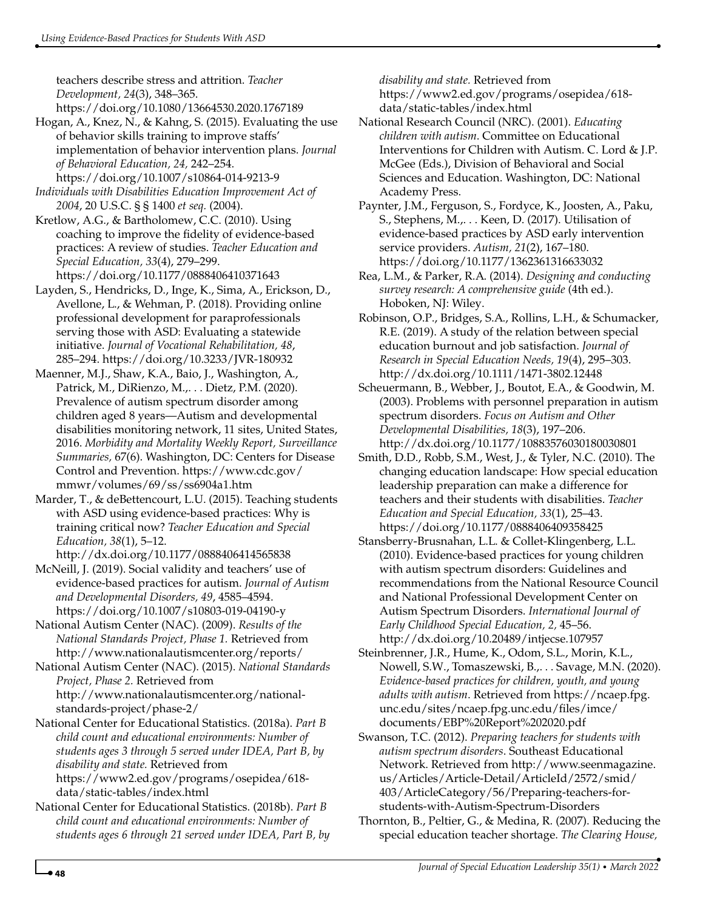teachers describe stress and attrition. *Teacher Development, 24*(3), 348–365. https://doi.org/10.1080/13664530.2020.1767189

Hogan, A., Knez, N., & Kahng, S. (2015). Evaluating the use of behavior skills training to improve staffs' implementation of behavior intervention plans. *Journal of Behavioral Education, 24,* 242–254. https://doi.org/10.1007/s10864-014-9213-9

*Individuals with Disabilities Education Improvement Act of 2004*, 20 U.S.C. § § 1400 *et seq.* (2004).

Kretlow, A.G., & Bartholomew, C.C. (2010). Using coaching to improve the fidelity of evidence-based practices: A review of studies. *Teacher Education and Special Education, 33*(4), 279–299. https://doi.org/10.1177/0888406410371643

Layden, S., Hendricks, D., Inge, K., Sima, A., Erickson, D., Avellone, L., & Wehman, P. (2018). Providing online professional development for paraprofessionals serving those with ASD: Evaluating a statewide initiative. *Journal of Vocational Rehabilitation, 48*, 285–294. https://doi.org/10.3233/JVR-180932

Maenner, M.J., Shaw, K.A., Baio, J., Washington, A., Patrick, M., DiRienzo, M.,. . . Dietz, P.M. (2020). Prevalence of autism spectrum disorder among children aged 8 years—Autism and developmental disabilities monitoring network, 11 sites, United States, 2016. *Morbidity and Mortality Weekly Report, Surveillance Summaries,* 67(6). Washington, DC: Centers for Disease Control and Prevention. https://www.cdc.gov/mmwr/volumes/69/ss/ss6904a1.htm

Marder, T., & deBettencourt, L.U. (2015). Teaching students with ASD using evidence-based practices: Why is training critical now? *Teacher Education and Special Education, 38*(1), 5–12. http://dx.doi.org/10.1177/0888406414565838

McNeill, J. (2019). Social validity and teachers' use of evidence-based practices for autism. *Journal of Autism and Developmental Disorders, 49*, 4585–4594. https://doi.org/10.1007/s10803-019-04190-y

National Autism Center (NAC). (2009). *Results of the National Standards Project, Phase 1.* Retrieved from http://www.nationalautismcenter.org/reports/

National Autism Center (NAC). (2015). *National Standards Project, Phase 2.* Retrieved from http://www.nationalautismcenter.org/national-standards-project/phase-2/

National Center for Educational Statistics. (2018a). *Part B child count and educational environments: Number of students ages 3 through 5 served under IDEA, Part B, by disability and state.* Retrieved from https://www2.ed.gov/programs/osepidea/618-data/static-tables/index.html

National Center for Educational Statistics. (2018b). *Part B child count and educational environments: Number of students ages 6 through 21 served under IDEA, Part B, by disability and state.* Retrieved from https://www2.ed.gov/programs/osepidea/618-data/static-tables/index.html

National Research Council (NRC). (2001). *Educating children with autism*. Committee on Educational Interventions for Children with Autism. C. Lord & J.P. McGee (Eds.), Division of Behavioral and Social Sciences and Education. Washington, DC: National Academy Press.

Paynter, J.M., Ferguson, S., Fordyce, K., Joosten, A., Paku, S., Stephens, M.,. . . Keen, D. (2017). Utilisation of evidence-based practices by ASD early intervention service providers. *Autism, 21*(2), 167–180. https://doi.org/10.1177/1362361316633032

Rea, L.M., & Parker, R.A. (2014). *Designing and conducting survey research: A comprehensive guide* (4th ed.). Hoboken, NJ: Wiley.

Robinson, O.P., Bridges, S.A., Rollins, L.H., & Schumacker, R.E. (2019). A study of the relation between special education burnout and job satisfaction. *Journal of Research in Special Education Needs, 19*(4), 295–303. http://dx.doi.org/10.1111/1471-3802.12448

Scheuermann, B., Webber, J., Boutot, E.A., & Goodwin, M. (2003). Problems with personnel preparation in autism spectrum disorders. *Focus on Autism and Other Developmental Disabilities, 18*(3), 197–206. http://dx.doi.org/10.1177/10883576030180030801

Smith, D.D., Robb, S.M., West, J., & Tyler, N.C. (2010). The changing education landscape: How special education leadership preparation can make a difference for teachers and their students with disabilities. *Teacher Education and Special Education, 33*(1), 25–43. https://doi.org/10.1177/0888406409358425

Stansberry-Brusnahan, L.L. & Collet-Klingenberg, L.L. (2010). Evidence-based practices for young children with autism spectrum disorders: Guidelines and recommendations from the National Resource Council and National Professional Development Center on Autism Spectrum Disorders. *International Journal of Early Childhood Special Education, 2,* 45–56. http://dx.doi.org/10.20489/intjecse.107957

Steinbrenner, J.R., Hume, K., Odom, S.L., Morin, K.L., Nowell, S.W., Tomaszewski, B.,. . . Savage, M.N. (2020). *Evidence-based practices for children, youth, and young adults with autism*. Retrieved from https://ncaep.fpg.unc.edu/sites/ncaep.fpg.unc.edu/files/imce/documents/EBP%20Report%202020.pdf

Swanson, T.C. (2012). *Preparing teachers for students with autism spectrum disorders*. Southeast Educational Network. Retrieved from http://www.seenmagazine.us/Articles/Article-Detail/ArticleId/2572/smid/403/ArticleCategory/56/Preparing-teachers-for-students-with-Autism-Spectrum-Disorders

Thornton, B., Peltier, G., & Medina, R. (2007). Reducing the special education teacher shortage. *The Clearing House,*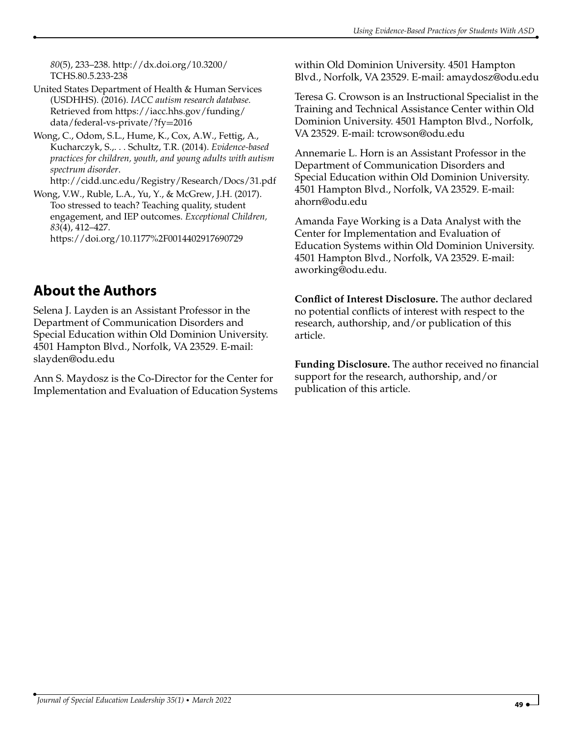*80*(5), 233–238. http://dx.doi.org/10.3200/TCHS.80.5.233-238

United States Department of Health & Human Services (USDHHS). (2016). *IACC autism research database.* Retrieved from https://iacc.hhs.gov/funding/data/federal-vs-private/?fy=2016

Wong, C., Odom, S.L., Hume, K., Cox, A.W., Fettig, A., Kucharczyk, S.,. . . Schultz, T.R. (2014). *Evidence-based practices for children, youth, and young adults with autism spectrum disorder*. http://cidd.unc.edu/Registry/Research/Docs/31.pdf

Wong, V.W., Ruble, L.A., Yu, Y., & McGrew, J.H. (2017). Too stressed to teach? Teaching quality, student engagement, and IEP outcomes. *Exceptional Children, 83*(4), 412–427. https://doi.org/10.1177%2F0014402917690729

## About the Authors

Selena J. Layden is an Assistant Professor in the Department of Communication Disorders and Special Education within Old Dominion University. 4501 Hampton Blvd., Norfolk, VA 23529. E-mail: slayden@odu.edu

Ann S. Maydosz is the Co-Director for the Center for Implementation and Evaluation of Education Systems within Old Dominion University. 4501 Hampton Blvd., Norfolk, VA 23529. E-mail: amaydosz@odu.edu

Teresa G. Crowson is an Instructional Specialist in the Training and Technical Assistance Center within Old Dominion University. 4501 Hampton Blvd., Norfolk, VA 23529. E-mail: tcrowson@odu.edu

Annemarie L. Horn is an Assistant Professor in the Department of Communication Disorders and Special Education within Old Dominion University. 4501 Hampton Blvd., Norfolk, VA 23529. E-mail: ahorn@odu.edu

Amanda Faye Working is a Data Analyst with the Center for Implementation and Evaluation of Education Systems within Old Dominion University. 4501 Hampton Blvd., Norfolk, VA 23529. E-mail: aworking@odu.edu.

**Conflict of Interest Disclosure.** The author declared no potential conflicts of interest with respect to the research, authorship, and/or publication of this article.

**Funding Disclosure.** The author received no financial support for the research, authorship, and/or publication of this article.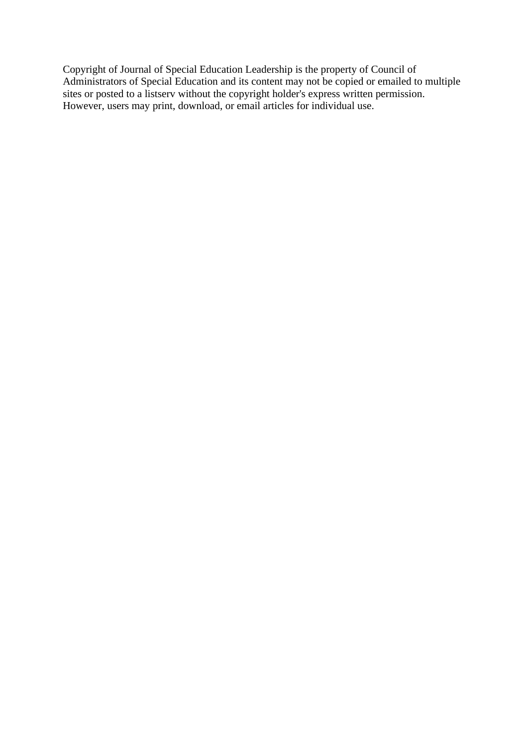Copyright of Journal of Special Education Leadership is the property of Council of Administrators of Special Education and its content may not be copied or emailed to multiple sites or posted to a listserv without the copyright holder's express written permission. However, users may print, download, or email articles for individual use.